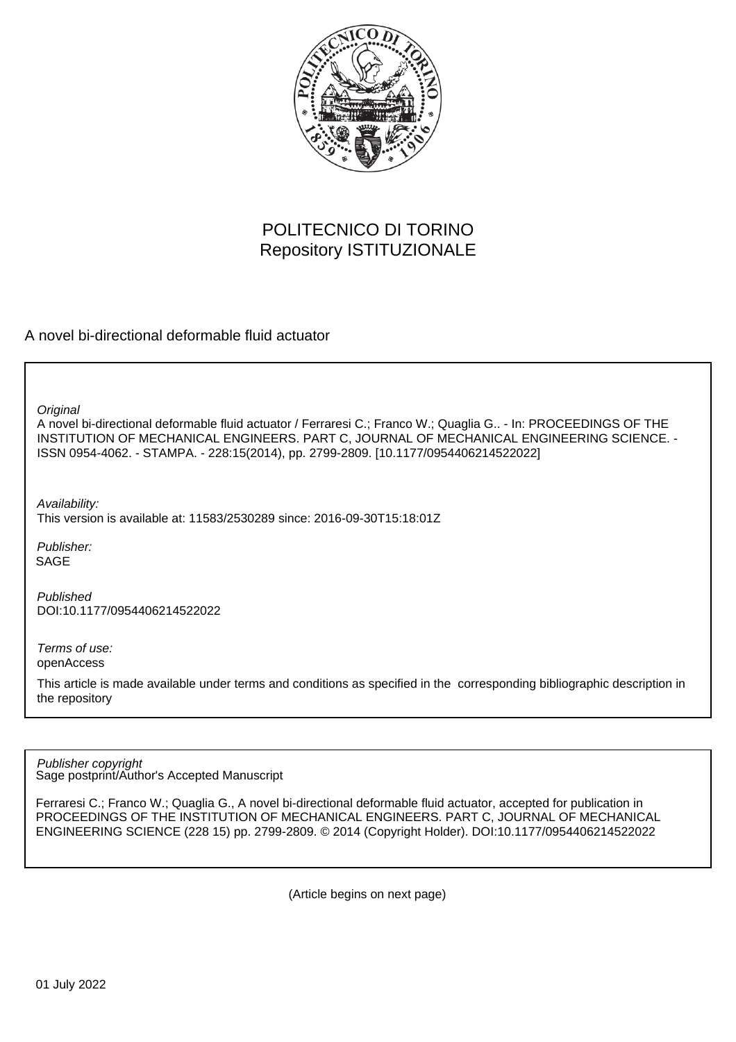POLITECNICO DI TORINO
Repository ISTITUZIONALE

A novel bi-directional deformable fluid actuator

*Original*

A novel bi-directional deformable fluid actuator / Ferraresi C.; Franco W.; Quaglia G.. - In: PROCEEDINGS OF THE INSTITUTION OF MECHANICAL ENGINEERS. PART C, JOURNAL OF MECHANICAL ENGINEERING SCIENCE. - ISSN 0954-4062. - STAMPA. - 228:15(2014), pp. 2799-2809. [10.1177/0954406214522022]

*Availability:*

This version is available at: 11583/2530289 since: 2016-09-30T15:18:01Z

*Publisher:*

SAGE

*Published*

DOI:10.1177/0954406214522022

*Terms of use:*

openAccess

This article is made available under terms and conditions as specified in the corresponding bibliographic description in the repository

*Publisher copyright*

Sage postprint/Author's Accepted Manuscript

Ferraresi C.; Franco W.; Quaglia G., A novel bi-directional deformable fluid actuator, accepted for publication in PROCEEDINGS OF THE INSTITUTION OF MECHANICAL ENGINEERS. PART C, JOURNAL OF MECHANICAL ENGINEERING SCIENCE (228 15) pp. 2799-2809. © 2014 (Copyright Holder). DOI:10.1177/0954406214522022

(Article begins on next page)

01 July 2022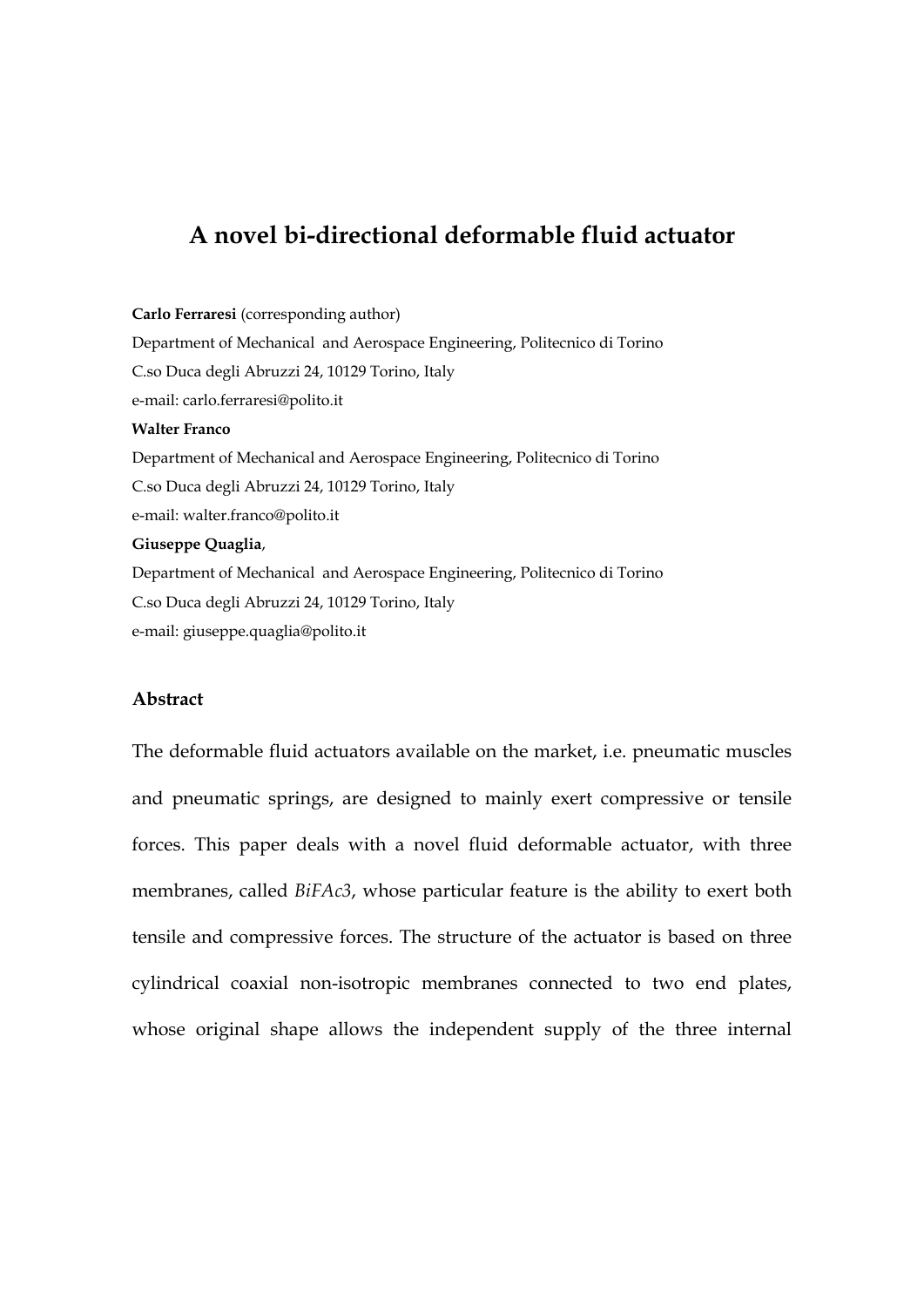# A novel bi-directional deformable fluid actuator

**Carlo Ferraresi** (corresponding author)

Department of Mechanical and Aerospace Engineering, Politecnico di Torino

C.so Duca degli Abruzzi 24, 10129 Torino, Italy

e-mail: carlo.ferraresi@polito.it

**Walter Franco**

Department of Mechanical and Aerospace Engineering, Politecnico di Torino

C.so Duca degli Abruzzi 24, 10129 Torino, Italy

e-mail: walter.franco@polito.it

**Giuseppe Quaglia**,

Department of Mechanical and Aerospace Engineering, Politecnico di Torino

C.so Duca degli Abruzzi 24, 10129 Torino, Italy

e-mail: giuseppe.quaglia@polito.it

### Abstract

The deformable fluid actuators available on the market, i.e. pneumatic muscles and pneumatic springs, are designed to mainly exert compressive or tensile forces. This paper deals with a novel fluid deformable actuator, with three membranes, called *BiFAc3*, whose particular feature is the ability to exert both tensile and compressive forces. The structure of the actuator is based on three cylindrical coaxial non-isotropic membranes connected to two end plates, whose original shape allows the independent supply of the three internal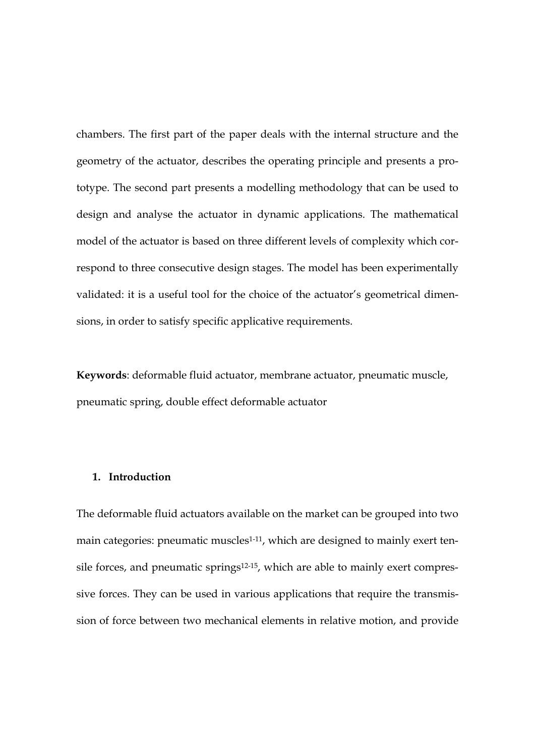chambers. The first part of the paper deals with the internal structure and the geometry of the actuator, describes the operating principle and presents a prototype. The second part presents a modelling methodology that can be used to design and analyse the actuator in dynamic applications. The mathematical model of the actuator is based on three different levels of complexity which correspond to three consecutive design stages. The model has been experimentally validated: it is a useful tool for the choice of the actuator's geometrical dimensions, in order to satisfy specific applicative requirements.

**Keywords**: deformable fluid actuator, membrane actuator, pneumatic muscle, pneumatic spring, double effect deformable actuator

## 1. Introduction

The deformable fluid actuators available on the market can be grouped into two main categories: pneumatic muscles[1-11], which are designed to mainly exert tensile forces, and pneumatic springs[12-15], which are able to mainly exert compressive forces. They can be used in various applications that require the transmission of force between two mechanical elements in relative motion, and provide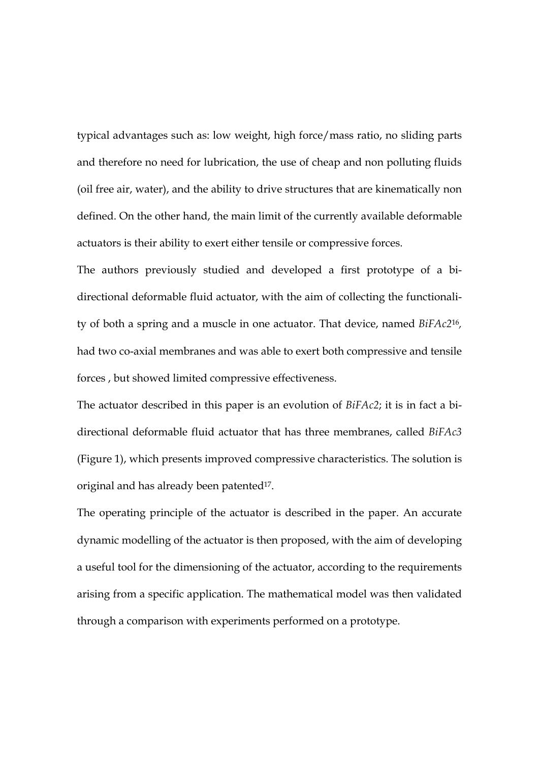typical advantages such as: low weight, high force/mass ratio, no sliding parts and therefore no need for lubrication, the use of cheap and non polluting fluids (oil free air, water), and the ability to drive structures that are kinematically non defined. On the other hand, the main limit of the currently available deformable actuators is their ability to exert either tensile or compressive forces.

The authors previously studied and developed a first prototype of a bi-directional deformable fluid actuator, with the aim of collecting the functionality of both a spring and a muscle in one actuator. That device, named *BiFAc2*[16], had two co-axial membranes and was able to exert both compressive and tensile forces , but showed limited compressive effectiveness.

The actuator described in this paper is an evolution of *BiFAc2*; it is in fact a bi-directional deformable fluid actuator that has three membranes, called *BiFAc3* (Figure 1), which presents improved compressive characteristics. The solution is original and has already been patented[17].

The operating principle of the actuator is described in the paper. An accurate dynamic modelling of the actuator is then proposed, with the aim of developing a useful tool for the dimensioning of the actuator, according to the requirements arising from a specific application. The mathematical model was then validated through a comparison with experiments performed on a prototype.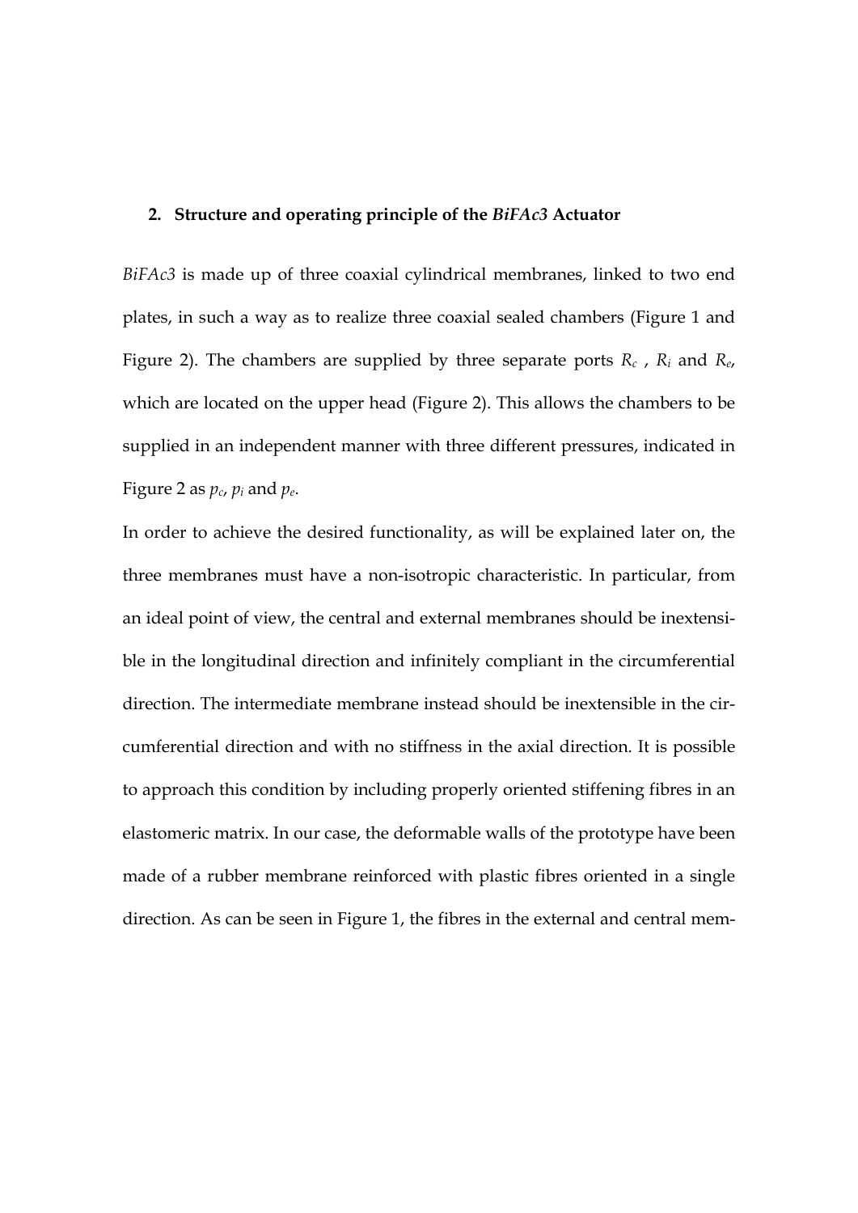## 2. Structure and operating principle of the *BiFAc3* Actuator

*BiFAc3* is made up of three coaxial cylindrical membranes, linked to two end plates, in such a way as to realize three coaxial sealed chambers (Figure 1 and Figure 2). The chambers are supplied by three separate ports $R_c$ , $R_i$ and $R_e$, which are located on the upper head (Figure 2). This allows the chambers to be supplied in an independent manner with three different pressures, indicated in Figure 2 as $p_c$, $p_i$ and $p_e$.

In order to achieve the desired functionality, as will be explained later on, the three membranes must have a non-isotropic characteristic. In particular, from an ideal point of view, the central and external membranes should be inextensible in the longitudinal direction and infinitely compliant in the circumferential direction. The intermediate membrane instead should be inextensible in the circumferential direction and with no stiffness in the axial direction. It is possible to approach this condition by including properly oriented stiffening fibres in an elastomeric matrix. In our case, the deformable walls of the prototype have been made of a rubber membrane reinforced with plastic fibres oriented in a single direction. As can be seen in Figure 1, the fibres in the external and central mem-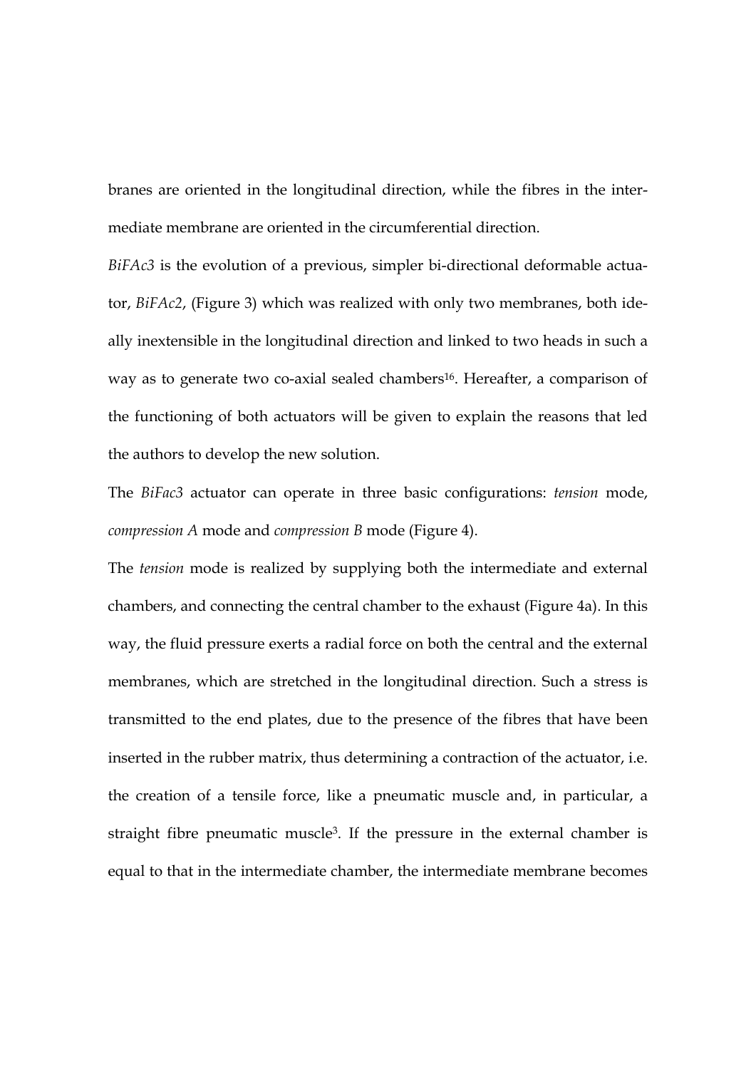branes are oriented in the longitudinal direction, while the fibres in the intermediate membrane are oriented in the circumferential direction.

*BiFAc3* is the evolution of a previous, simpler bi-directional deformable actuator, *BiFAc2*, (Figure 3) which was realized with only two membranes, both ideally inextensible in the longitudinal direction and linked to two heads in such a way as to generate two co-axial sealed chambers[16]. Hereafter, a comparison of the functioning of both actuators will be given to explain the reasons that led the authors to develop the new solution.

The *BiFac3* actuator can operate in three basic configurations: *tension* mode, *compression A* mode and *compression B* mode (Figure 4).

The *tension* mode is realized by supplying both the intermediate and external chambers, and connecting the central chamber to the exhaust (Figure 4a). In this way, the fluid pressure exerts a radial force on both the central and the external membranes, which are stretched in the longitudinal direction. Such a stress is transmitted to the end plates, due to the presence of the fibres that have been inserted in the rubber matrix, thus determining a contraction of the actuator, i.e. the creation of a tensile force, like a pneumatic muscle and, in particular, a straight fibre pneumatic muscle[3]. If the pressure in the external chamber is equal to that in the intermediate chamber, the intermediate membrane becomes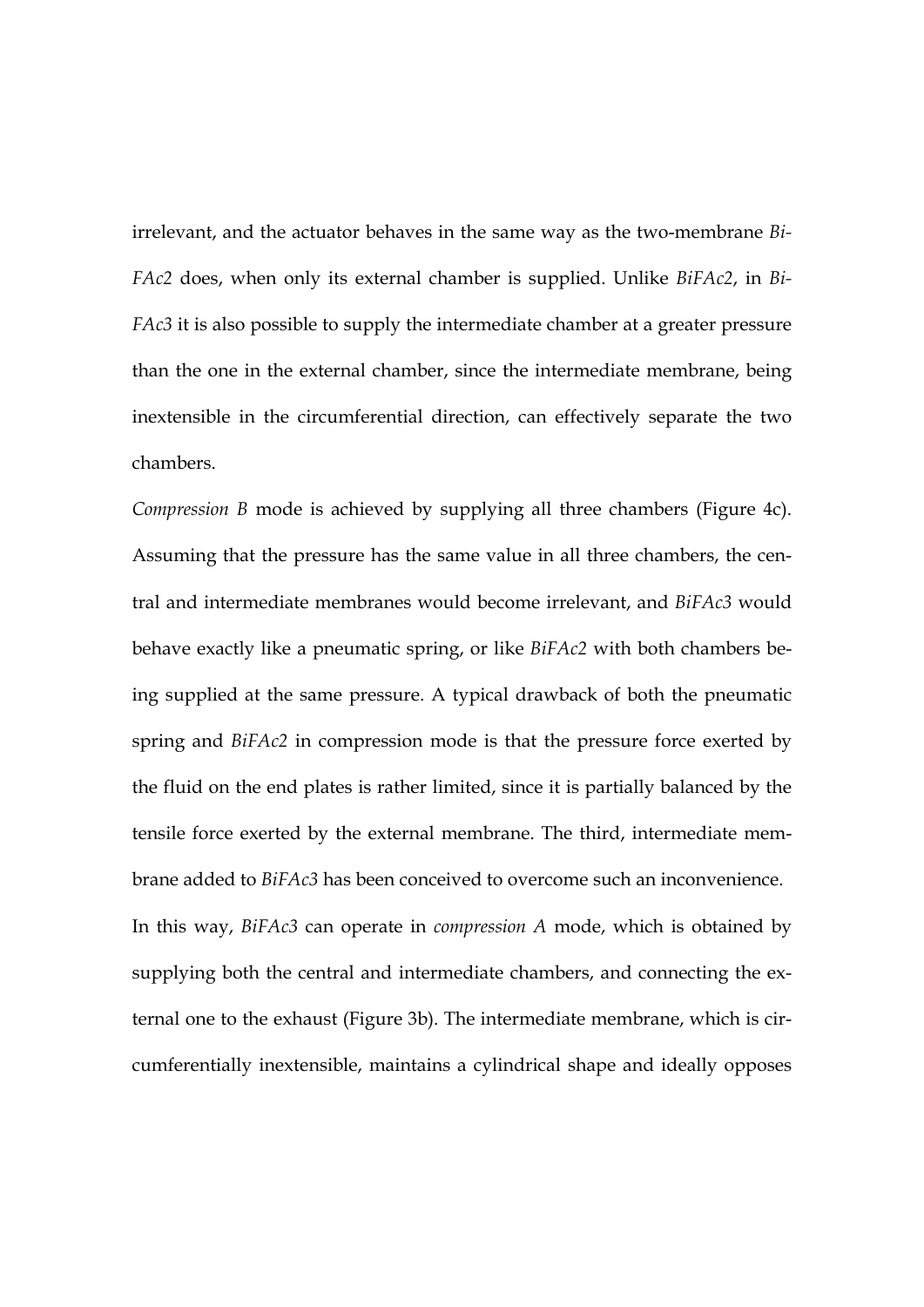irrelevant, and the actuator behaves in the same way as the two-membrane *BiFAc2* does, when only its external chamber is supplied. Unlike *BiFAc2*, in *BiFAc3* it is also possible to supply the intermediate chamber at a greater pressure than the one in the external chamber, since the intermediate membrane, being inextensible in the circumferential direction, can effectively separate the two chambers.

*Compression B* mode is achieved by supplying all three chambers (Figure 4c). Assuming that the pressure has the same value in all three chambers, the central and intermediate membranes would become irrelevant, and *BiFAc3* would behave exactly like a pneumatic spring, or like *BiFAc2* with both chambers being supplied at the same pressure. A typical drawback of both the pneumatic spring and *BiFAc2* in compression mode is that the pressure force exerted by the fluid on the end plates is rather limited, since it is partially balanced by the tensile force exerted by the external membrane. The third, intermediate membrane added to *BiFAc3* has been conceived to overcome such an inconvenience.

In this way, *BiFAc3* can operate in *compression A* mode, which is obtained by supplying both the central and intermediate chambers, and connecting the external one to the exhaust (Figure 3b). The intermediate membrane, which is circumferentially inextensible, maintains a cylindrical shape and ideally opposes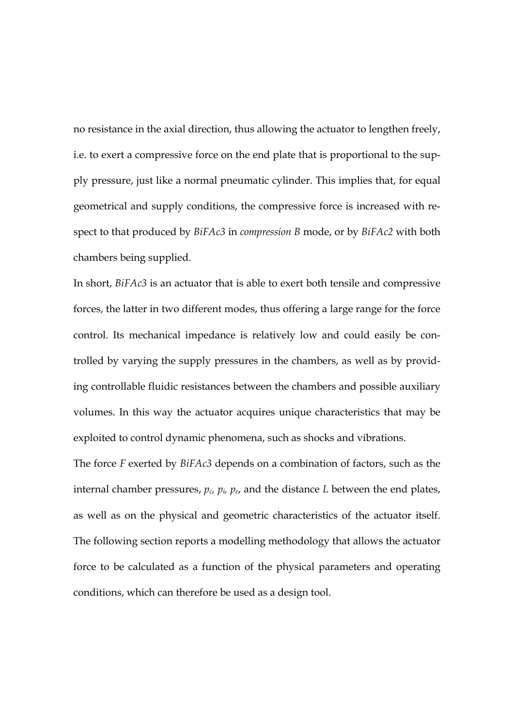no resistance in the axial direction, thus allowing the actuator to lengthen freely, i.e. to exert a compressive force on the end plate that is proportional to the supply pressure, just like a normal pneumatic cylinder. This implies that, for equal geometrical and supply conditions, the compressive force is increased with respect to that produced by *BiFAc3* in *compression B* mode, or by *BiFAc2* with both chambers being supplied.

In short, *BiFAc3* is an actuator that is able to exert both tensile and compressive forces, the latter in two different modes, thus offering a large range for the force control. Its mechanical impedance is relatively low and could easily be controlled by varying the supply pressures in the chambers, as well as by providing controllable fluidic resistances between the chambers and possible auxiliary volumes. In this way the actuator acquires unique characteristics that may be exploited to control dynamic phenomena, such as shocks and vibrations.

The force $F$ exerted by *BiFAc3* depends on a combination of factors, such as the internal chamber pressures, $p_c$, $p_i$, $p_e$, and the distance $L$ between the end plates, as well as on the physical and geometric characteristics of the actuator itself. The following section reports a modelling methodology that allows the actuator force to be calculated as a function of the physical parameters and operating conditions, which can therefore be used as a design tool.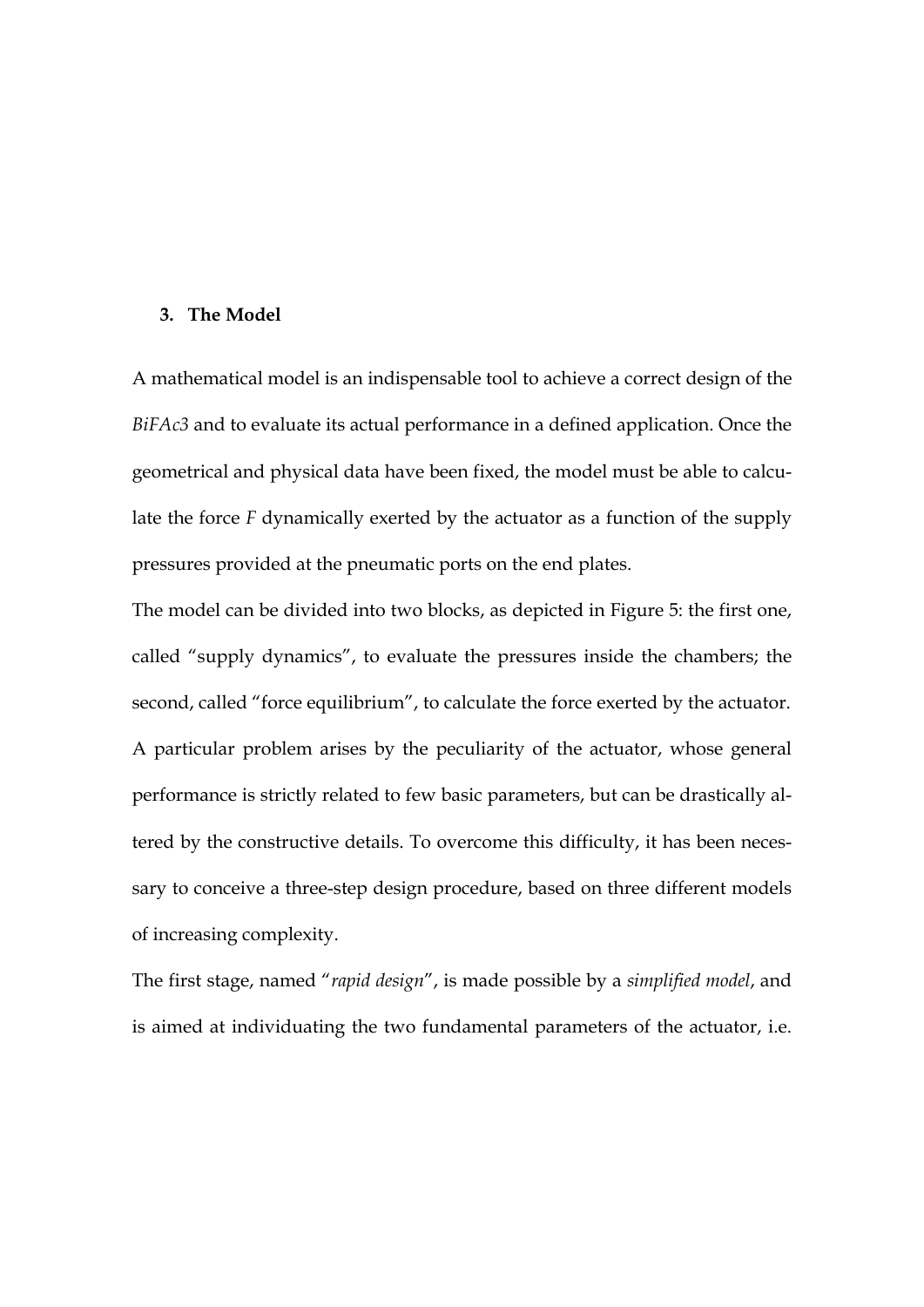## 3. The Model

A mathematical model is an indispensable tool to achieve a correct design of the *BiFAc3* and to evaluate its actual performance in a defined application. Once the geometrical and physical data have been fixed, the model must be able to calculate the force *F* dynamically exerted by the actuator as a function of the supply pressures provided at the pneumatic ports on the end plates.

The model can be divided into two blocks, as depicted in Figure 5: the first one, called "supply dynamics", to evaluate the pressures inside the chambers; the second, called "force equilibrium", to calculate the force exerted by the actuator.

A particular problem arises by the peculiarity of the actuator, whose general performance is strictly related to few basic parameters, but can be drastically altered by the constructive details. To overcome this difficulty, it has been necessary to conceive a three-step design procedure, based on three different models of increasing complexity.

The first stage, named "*rapid design*", is made possible by a *simplified model*, and is aimed at individuating the two fundamental parameters of the actuator, i.e.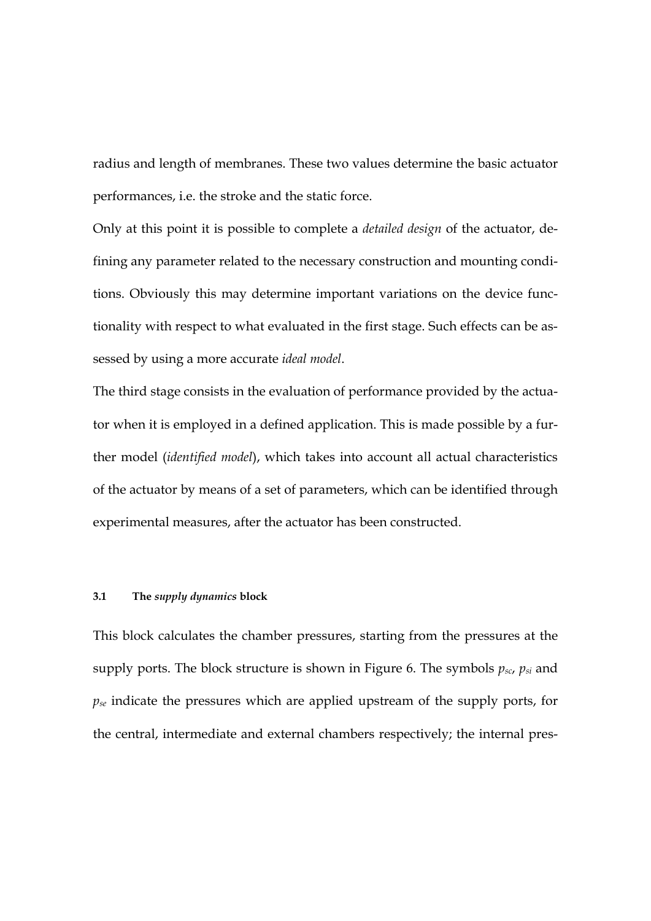radius and length of membranes. These two values determine the basic actuator performances, i.e. the stroke and the static force.

Only at this point it is possible to complete a *detailed design* of the actuator, defining any parameter related to the necessary construction and mounting conditions. Obviously this may determine important variations on the device functionality with respect to what evaluated in the first stage. Such effects can be assessed by using a more accurate *ideal model*.

The third stage consists in the evaluation of performance provided by the actuator when it is employed in a defined application. This is made possible by a further model (*identified model*), which takes into account all actual characteristics of the actuator by means of a set of parameters, which can be identified through experimental measures, after the actuator has been constructed.

### 3.1 The *supply dynamics* block

This block calculates the chamber pressures, starting from the pressures at the supply ports. The block structure is shown in Figure 6. The symbols $p_{sc}$, $p_{si}$ and $p_{se}$ indicate the pressures which are applied upstream of the supply ports, for the central, intermediate and external chambers respectively; the internal pres-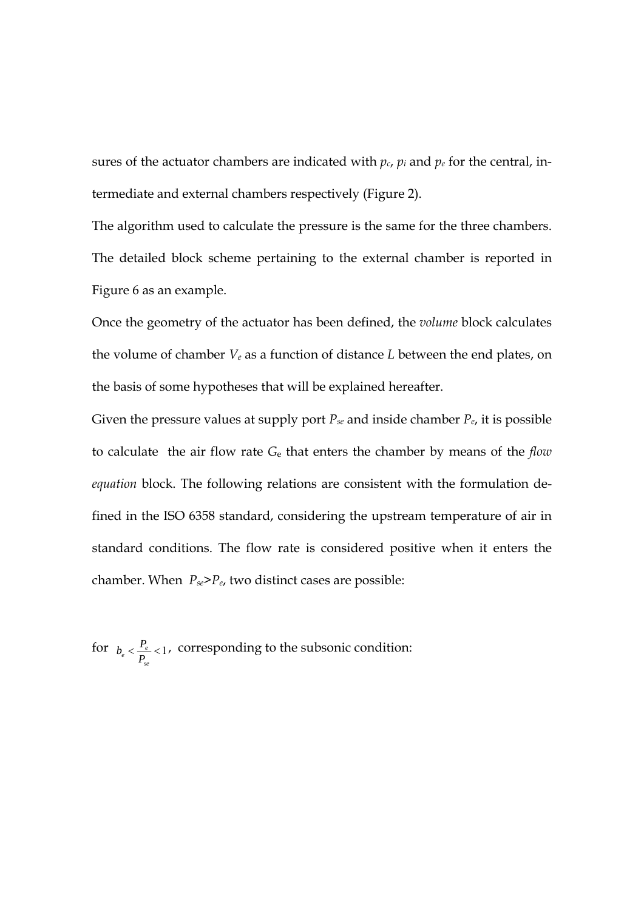sures of the actuator chambers are indicated with $p_c$, $p_i$ and $p_e$ for the central, intermediate and external chambers respectively (Figure 2).

The algorithm used to calculate the pressure is the same for the three chambers. The detailed block scheme pertaining to the external chamber is reported in Figure 6 as an example.

Once the geometry of the actuator has been defined, the *volume* block calculates the volume of chamber $V_e$ as a function of distance $L$ between the end plates, on the basis of some hypotheses that will be explained hereafter.

Given the pressure values at supply port $P_{se}$ and inside chamber $P_e$, it is possible to calculate the air flow rate $G_e$ that enters the chamber by means of the *flow equation* block. The following relations are consistent with the formulation defined in the ISO 6358 standard, considering the upstream temperature of air in standard conditions. The flow rate is considered positive when it enters the chamber. When $P_{se}>P_e$, two distinct cases are possible:

for $b_e < \frac{P_e}{P_{se}} < 1$, corresponding to the subsonic condition: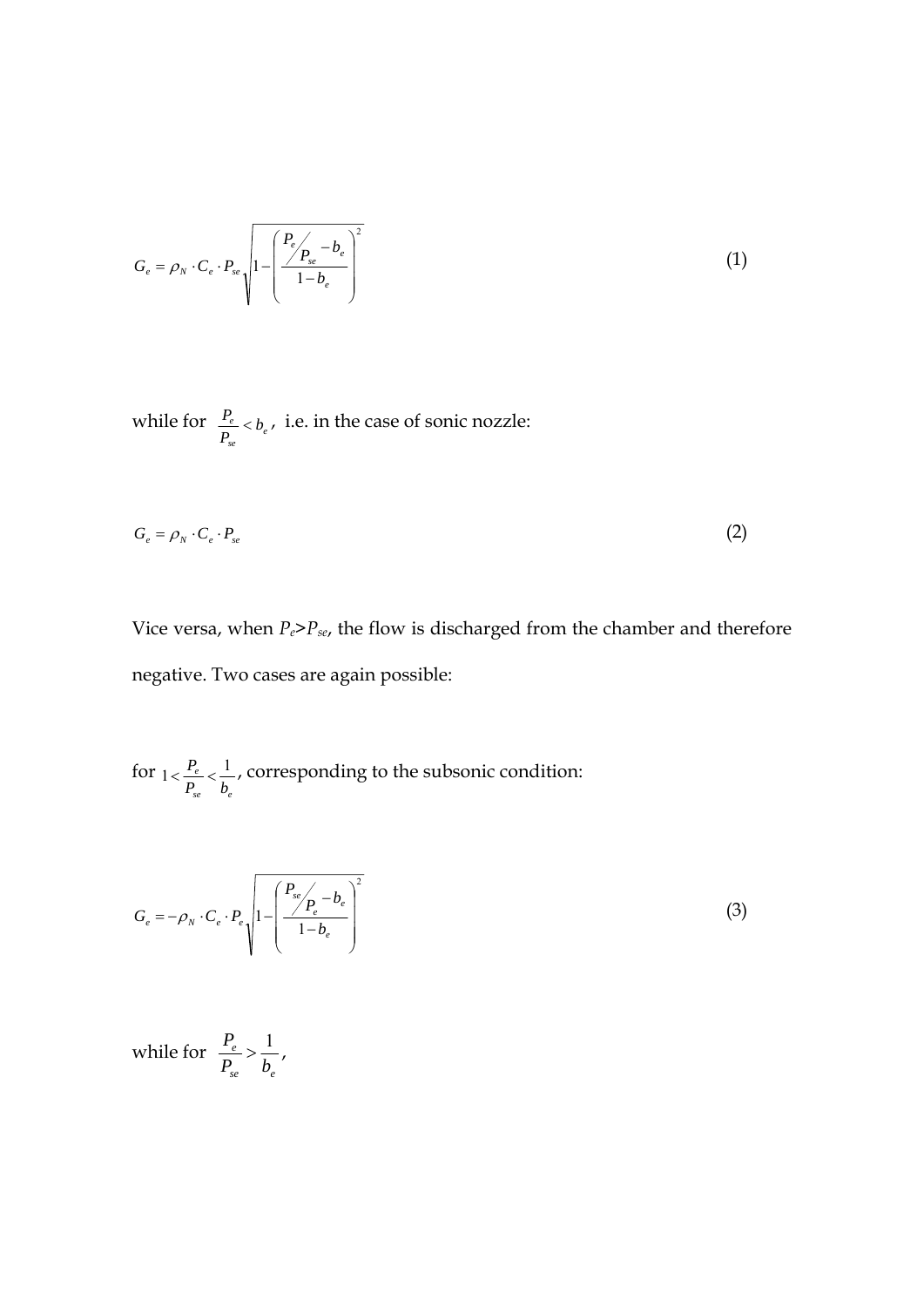$$G_e = \rho_N \cdot C_e \cdot P_{se} \sqrt{1 - \left( \frac{P_e / P_{se} - b_e}{1 - b_e} \right)^2} \tag{1}$$

while for $\frac{P_e}{P_{se}} < b_e$, i.e. in the case of sonic nozzle:

$$G_e = \rho_N \cdot C_e \cdot P_{se} \tag{2}$$

Vice versa, when $P_e > P_{se}$, the flow is discharged from the chamber and therefore negative. Two cases are again possible:

for $1 < \frac{P_e}{P_{se}} < \frac{1}{b_e}$, corresponding to the subsonic condition:

$$G_e = -\rho_N \cdot C_e \cdot P_e \sqrt{1 - \left( \frac{P_{se} / P_e - b_e}{1 - b_e} \right)^2} \tag{3}$$

while for $\frac{P_e}{P_{se}} > \frac{1}{b_e}$,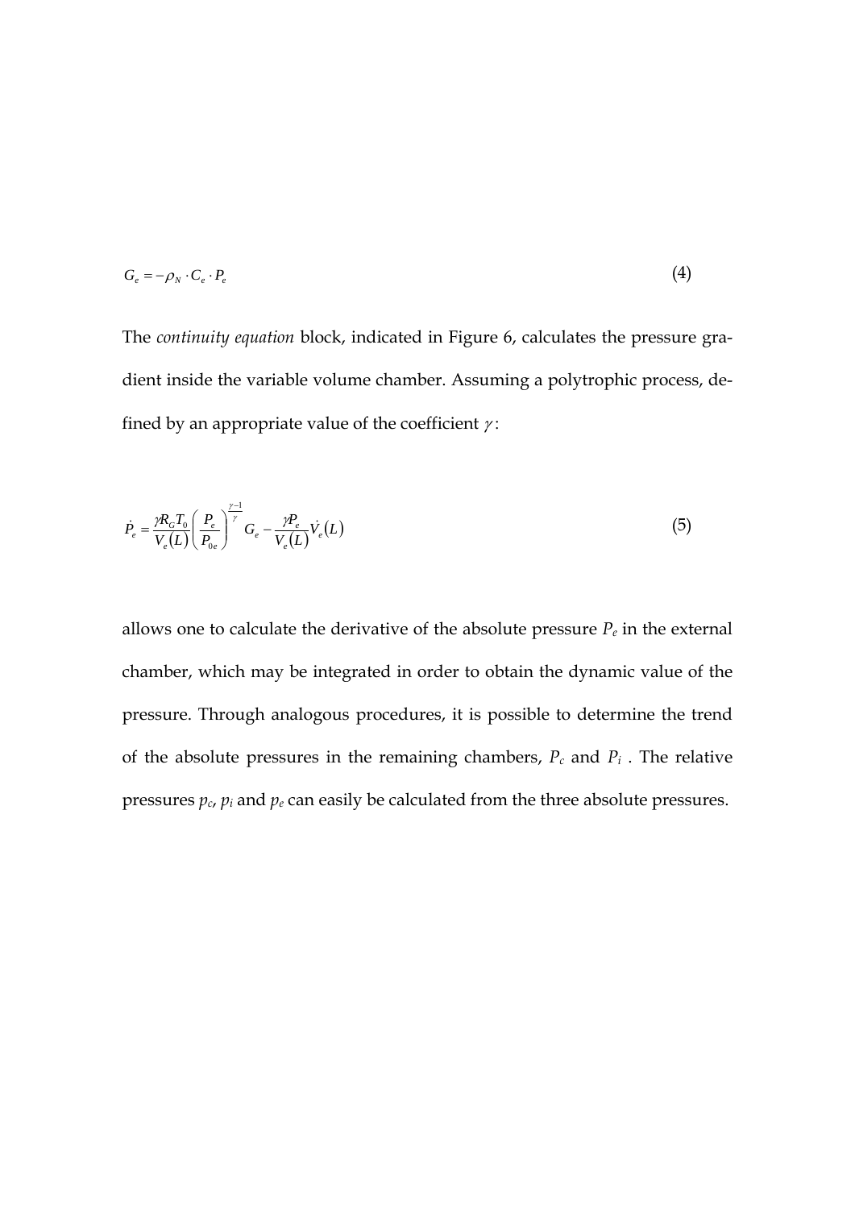$$G_e = -\rho_N \cdot C_e \cdot P_e \tag{4}$$

The *continuity equation* block, indicated in Figure 6, calculates the pressure gradient inside the variable volume chamber. Assuming a polytrophic process, defined by an appropriate value of the coefficient $\gamma$:

$$\dot{P}_e = \frac{\gamma R_G T_0}{V_e(L)} \left( \frac{P_e}{P_{0e}} \right)^{\frac{\gamma-1}{\gamma}} G_e - \frac{\gamma P_e}{V_e(L)} \dot{V}_e(L) \tag{5}$$

allows one to calculate the derivative of the absolute pressure $P_e$ in the external chamber, which may be integrated in order to obtain the dynamic value of the pressure. Through analogous procedures, it is possible to determine the trend of the absolute pressures in the remaining chambers, $P_c$ and $P_i$ . The relative pressures $p_c$, $p_i$ and $p_e$ can easily be calculated from the three absolute pressures.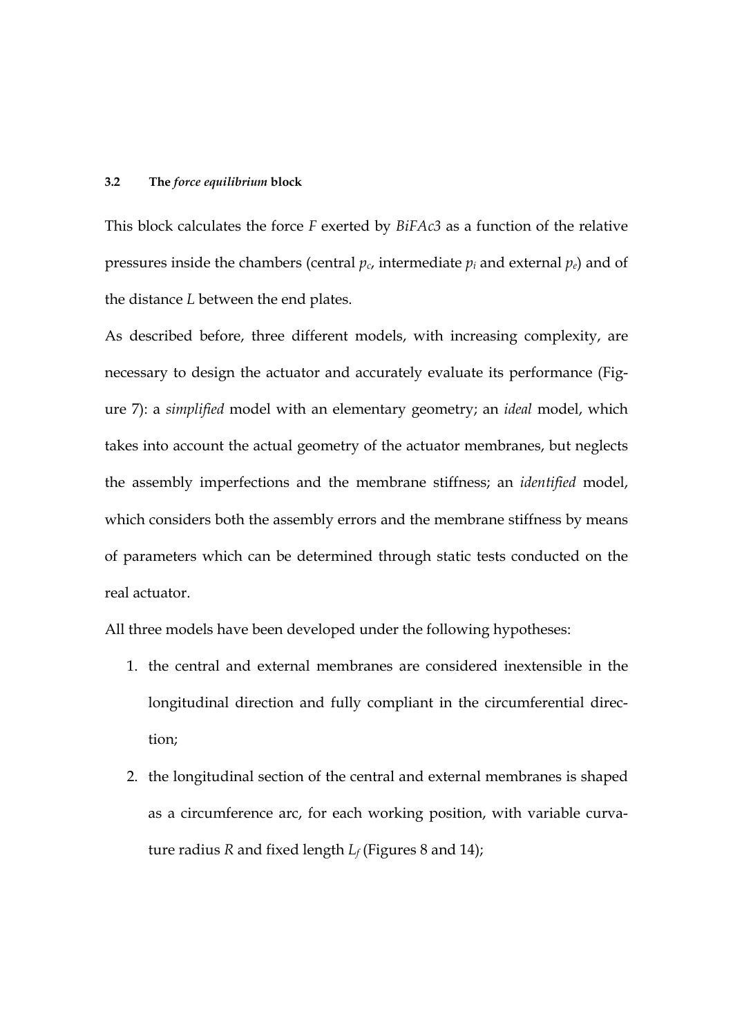### 3.2 The *force equilibrium* block

This block calculates the force $F$ exerted by *BiFAc3* as a function of the relative pressures inside the chambers (central $p_c$, intermediate $p_i$ and external $p_e$) and of the distance $L$ between the end plates.

As described before, three different models, with increasing complexity, are necessary to design the actuator and accurately evaluate its performance (Figure 7): a *simplified* model with an elementary geometry; an *ideal* model, which takes into account the actual geometry of the actuator membranes, but neglects the assembly imperfections and the membrane stiffness; an *identified* model, which considers both the assembly errors and the membrane stiffness by means of parameters which can be determined through static tests conducted on the real actuator.

All three models have been developed under the following hypotheses:

1. the central and external membranes are considered inextensible in the longitudinal direction and fully compliant in the circumferential direction;
2. the longitudinal section of the central and external membranes is shaped as a circumference arc, for each working position, with variable curvature radius $R$ and fixed length $L_f$ (Figures 8 and 14);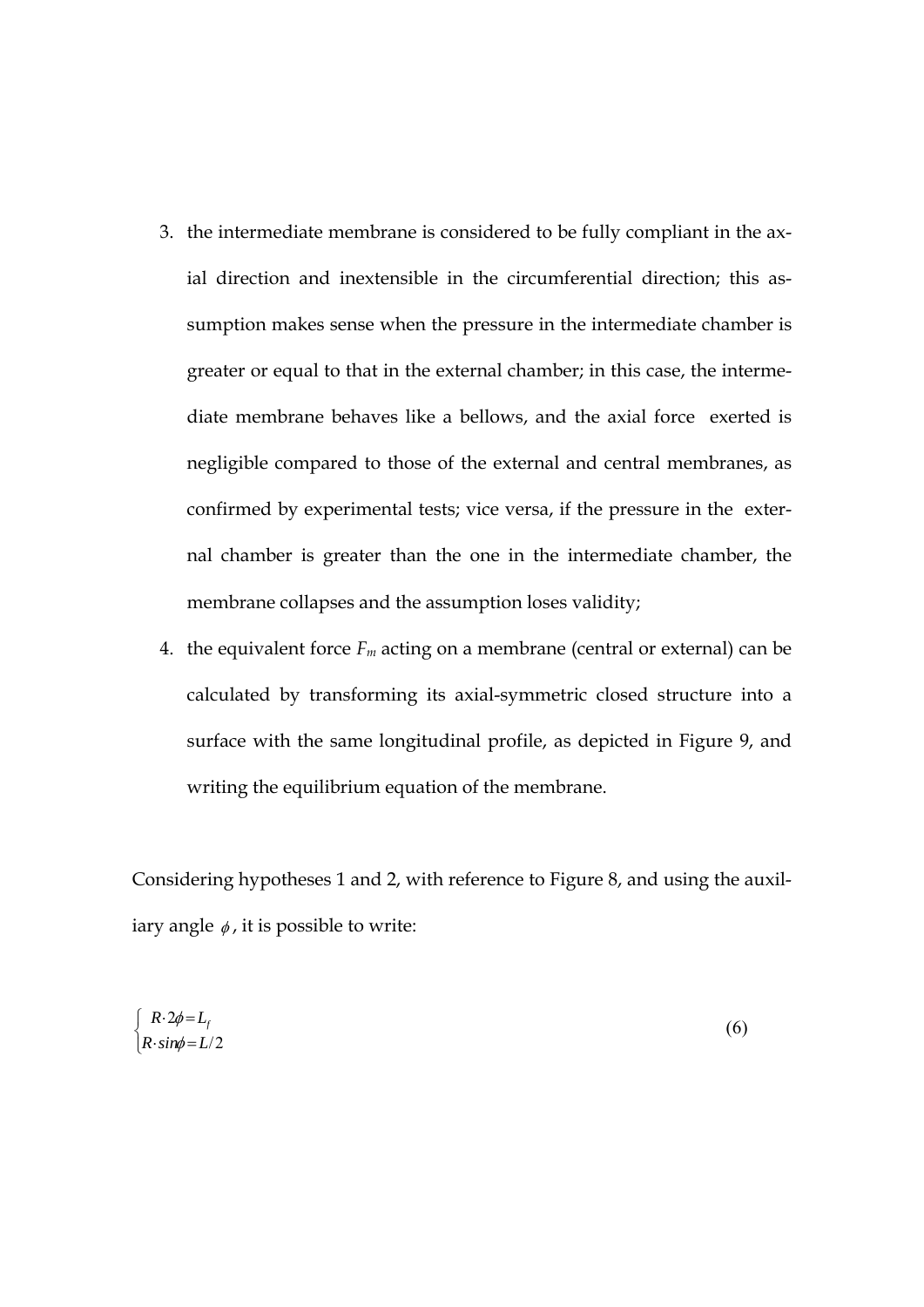3. the intermediate membrane is considered to be fully compliant in the axial direction and inextensible in the circumferential direction; this assumption makes sense when the pressure in the intermediate chamber is greater or equal to that in the external chamber; in this case, the intermediate membrane behaves like a bellows, and the axial force exerted is negligible compared to those of the external and central membranes, as confirmed by experimental tests; vice versa, if the pressure in the external chamber is greater than the one in the intermediate chamber, the membrane collapses and the assumption loses validity;
4. the equivalent force $F_m$ acting on a membrane (central or external) can be calculated by transforming its axial-symmetric closed structure into a surface with the same longitudinal profile, as depicted in Figure 9, and writing the equilibrium equation of the membrane.

Considering hypotheses 1 and 2, with reference to Figure 8, and using the auxiliary angle $\phi$, it is possible to write:

$$\begin{cases} R \cdot 2\phi = L_f \\ R \cdot sin\phi = L/2 \end{cases} \tag{6}$$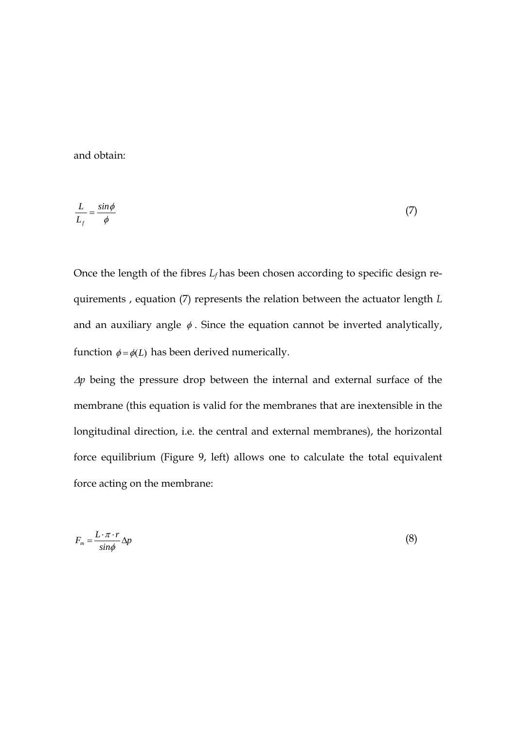and obtain:

$$\frac{L}{L_f} = \frac{sin\phi}{\phi} \tag{7}$$

Once the length of the fibres $L_f$ has been chosen according to specific design requirements , equation (7) represents the relation between the actuator length $L$ and an auxiliary angle $\phi$. Since the equation cannot be inverted analytically, function $\phi = \phi(L)$ has been derived numerically.

$\Delta p$ being the pressure drop between the internal and external surface of the membrane (this equation is valid for the membranes that are inextensible in the longitudinal direction, i.e. the central and external membranes), the horizontal force equilibrium (Figure 9, left) allows one to calculate the total equivalent force acting on the membrane:

$$F_m = \frac{L \cdot \pi \cdot r}{sin\phi} \Delta p \tag{8}$$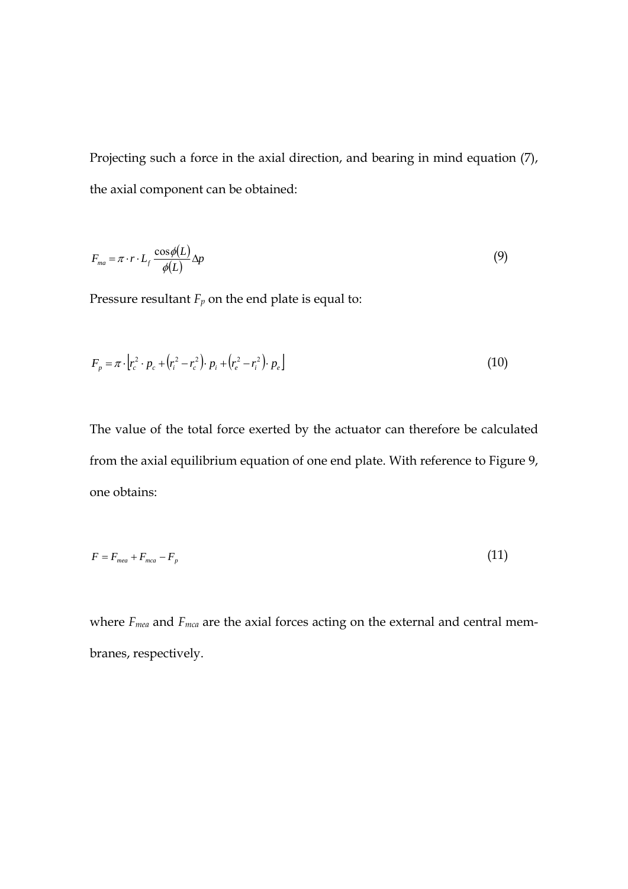Projecting such a force in the axial direction, and bearing in mind equation (7), the axial component can be obtained:

$$F_{ma} = \pi \cdot r \cdot L_f \frac{\cos\phi(L)}{\phi(L)} \Delta p \tag{9}$$

Pressure resultant $F_p$ on the end plate is equal to:

$$F_p = \pi \cdot \left[ r_c^2 \cdot p_c + \left( r_i^2 - r_c^2 \right) \cdot p_i + \left( r_e^2 - r_i^2 \right) \cdot p_e \right] \tag{10}$$

The value of the total force exerted by the actuator can therefore be calculated from the axial equilibrium equation of one end plate. With reference to Figure 9, one obtains:

$$F = F_{mea} + F_{mca} - F_p \tag{11}$$

where $F_{mea}$ and $F_{mca}$ are the axial forces acting on the external and central membranes, respectively.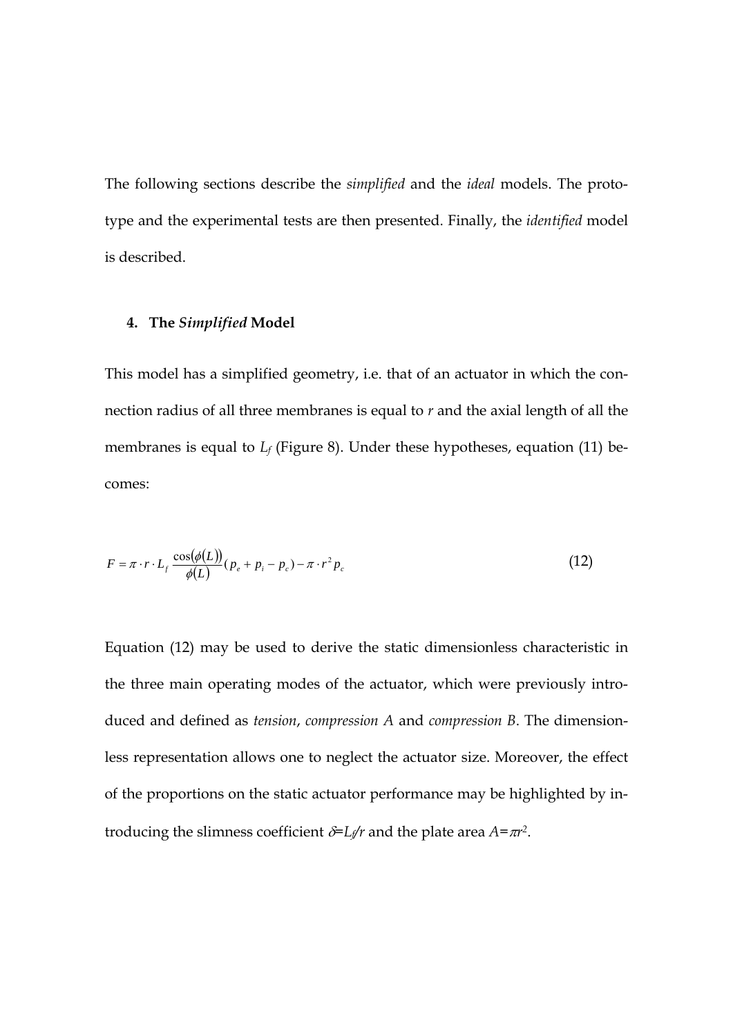The following sections describe the *simplified* and the *ideal* models. The prototype and the experimental tests are then presented. Finally, the *identified* model is described.

## 4. The *Simplified* Model

This model has a simplified geometry, i.e. that of an actuator in which the connection radius of all three membranes is equal to $r$ and the axial length of all the membranes is equal to $L_f$ (Figure 8). Under these hypotheses, equation (11) becomes:

$$F = \pi \cdot r \cdot L_f \frac{\cos(\phi(L))}{\phi(L)}(p_e + p_i - p_c) - \pi \cdot r^2 p_c \tag{12}$$

Equation (12) may be used to derive the static dimensionless characteristic in the three main operating modes of the actuator, which were previously introduced and defined as *tension*, *compression A* and *compression B*. The dimensionless representation allows one to neglect the actuator size. Moreover, the effect of the proportions on the static actuator performance may be highlighted by introducing the slimness coefficient $\delta = L_f / r$ and the plate area $A = \pi r^2$.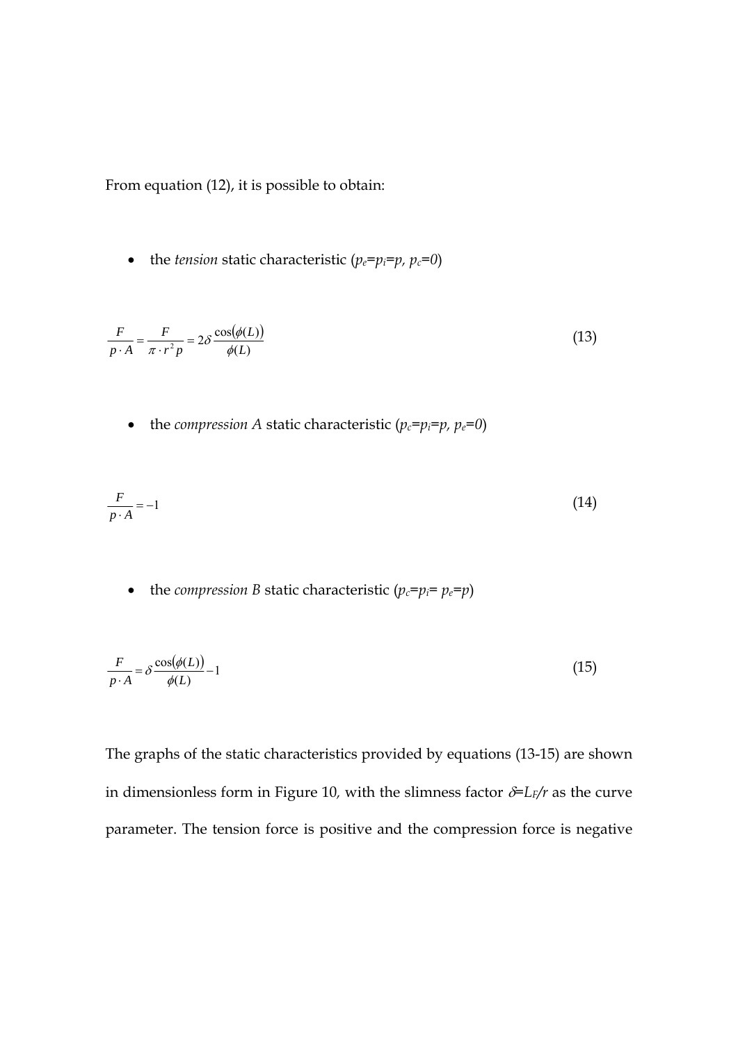From equation (12), it is possible to obtain:

- the *tension* static characteristic ($p_e$=$p_i$=$p$, $p_c$=$0$)

$$\frac{F}{p \cdot A} = \frac{F}{\pi \cdot r^2 p} = 2\delta \frac{\cos(\phi(L))}{\phi(L)} \tag{13}$$

- the *compression A* static characteristic ($p_c$=$p_i$=$p$, $p_e$=$0$)

$$\frac{F}{p \cdot A} = -1 \tag{14}$$

- the *compression B* static characteristic ($p_c$=$p_i$= $p_e$=$p$)

$$\frac{F}{p \cdot A} = \delta \frac{\cos(\phi(L))}{\phi(L)} - 1 \tag{15}$$

The graphs of the static characteristics provided by equations (13-15) are shown in dimensionless form in Figure 10, with the slimness factor $\delta$=$L_F/r$ as the curve parameter. The tension force is positive and the compression force is negative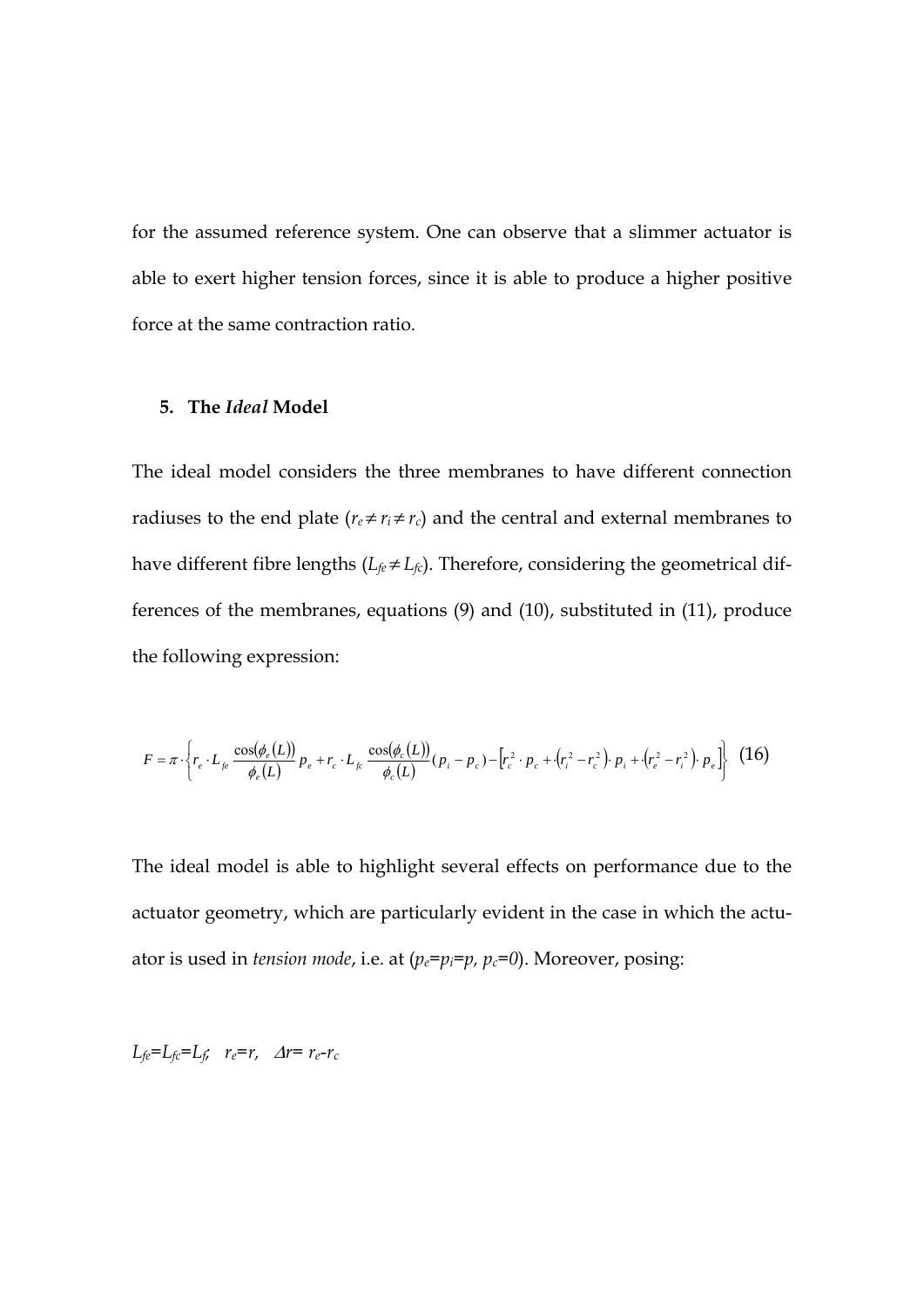for the assumed reference system. One can observe that a slimmer actuator is able to exert higher tension forces, since it is able to produce a higher positive force at the same contraction ratio.

## 5. The *Ideal* Model

The ideal model considers the three membranes to have different connection radiuses to the end plate ($r_e \neq r_i \neq r_c$) and the central and external membranes to have different fibre lengths ($L_{fe} \neq L_{fc}$). Therefore, considering the geometrical differences of the membranes, equations (9) and (10), substituted in (11), produce the following expression:

$$F = \pi \cdot \left\{ r_e \cdot L_{fe} \frac{\cos(\phi_e(L))}{\phi_e(L)} p_e + r_c \cdot L_{fc} \frac{\cos(\phi_c(L))}{\phi_c(L)} (p_i - p_c) - \left[ r_c^2 \cdot p_c + \left(r_i^2 - r_c^2\right) \cdot p_i + \left(r_e^2 - r_i^2\right) \cdot p_e \right] \right\} \quad (16)$$

The ideal model is able to highlight several effects on performance due to the actuator geometry, which are particularly evident in the case in which the actuator is used in *tension mode*, i.e. at ($p_e$=$p_i$=$p$, $p_c$=$0$). Moreover, posing:

$L_{fe}=L_{fc}=L_f$;   $r_e=r$,   $\Delta r= r_e-r_c$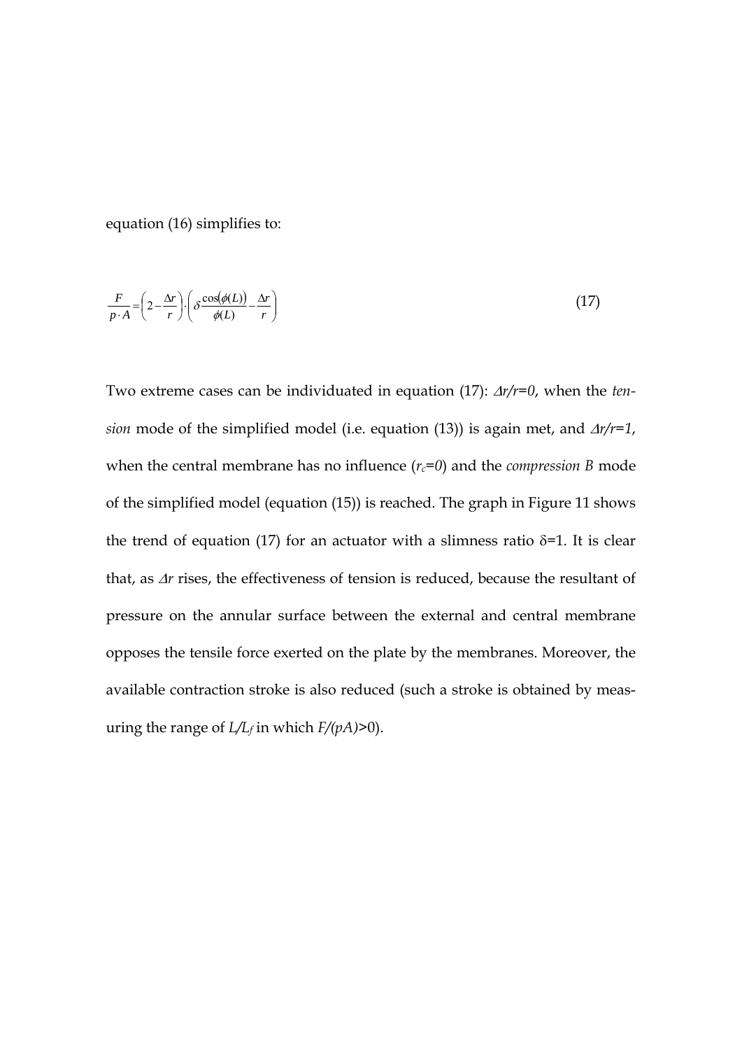equation (16) simplifies to:

$$\frac{F}{p \cdot A} = \left(2 - \frac{\Delta r}{r}\right) \cdot \left(\delta \frac{\cos(\phi(L))}{\phi(L)} - \frac{\Delta r}{r}\right) \tag{17}$$

Two extreme cases can be individuated in equation (17): $\Delta r/r=0$, when the *tension* mode of the simplified model (i.e. equation (13)) is again met, and $\Delta r/r=1$, when the central membrane has no influence ($r_c=0$) and the *compression B* mode of the simplified model (equation (15)) is reached. The graph in Figure 11 shows the trend of equation (17) for an actuator with a slimness ratio $\delta=1$. It is clear that, as $\Delta r$ rises, the effectiveness of tension is reduced, because the resultant of pressure on the annular surface between the external and central membrane opposes the tensile force exerted on the plate by the membranes. Moreover, the available contraction stroke is also reduced (such a stroke is obtained by measuring the range of $L/L_f$ in which $F/(pA)>0$).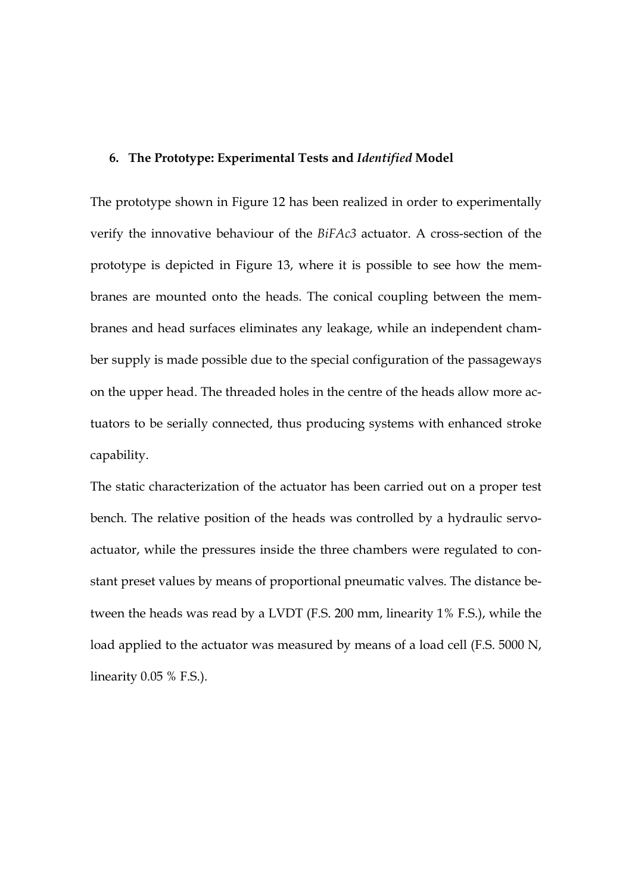## 6. The Prototype: Experimental Tests and *Identified* Model

The prototype shown in Figure 12 has been realized in order to experimentally verify the innovative behaviour of the *BiFAc3* actuator. A cross-section of the prototype is depicted in Figure 13, where it is possible to see how the membranes are mounted onto the heads. The conical coupling between the membranes and head surfaces eliminates any leakage, while an independent chamber supply is made possible due to the special configuration of the passageways on the upper head. The threaded holes in the centre of the heads allow more actuators to be serially connected, thus producing systems with enhanced stroke capability.

The static characterization of the actuator has been carried out on a proper test bench. The relative position of the heads was controlled by a hydraulic servo-actuator, while the pressures inside the three chambers were regulated to constant preset values by means of proportional pneumatic valves. The distance between the heads was read by a LVDT (F.S. 200 mm, linearity 1% F.S.), while the load applied to the actuator was measured by means of a load cell (F.S. 5000 N, linearity 0.05 % F.S.).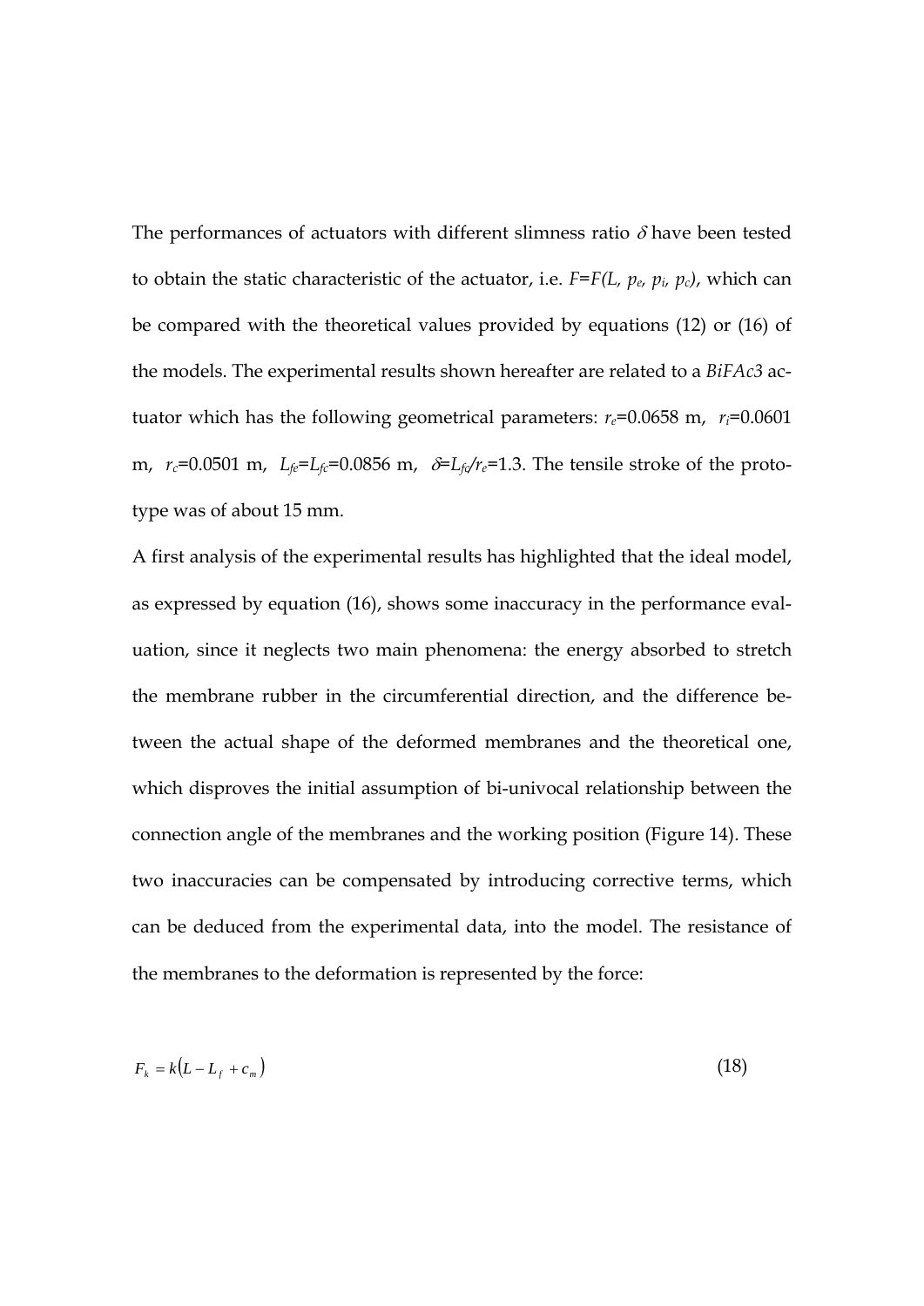The performances of actuators with different slimness ratio $\delta$ have been tested to obtain the static characteristic of the actuator, i.e. $F=F(L, p_e, p_i, p_c)$, which can be compared with the theoretical values provided by equations (12) or (16) of the models. The experimental results shown hereafter are related to a *BiFAc3* actuator which has the following geometrical parameters: $r_e$=0.0658 m, $r_i$=0.0601 m, $r_c$=0.0501 m, $L_{fe}$=$L_{fc}$=0.0856 m, $\delta$=$L_{fc}/r_e$=1.3. The tensile stroke of the prototype was of about 15 mm.

A first analysis of the experimental results has highlighted that the ideal model, as expressed by equation (16), shows some inaccuracy in the performance evaluation, since it neglects two main phenomena: the energy absorbed to stretch the membrane rubber in the circumferential direction, and the difference between the actual shape of the deformed membranes and the theoretical one, which disproves the initial assumption of bi-univocal relationship between the connection angle of the membranes and the working position (Figure 14). These two inaccuracies can be compensated by introducing corrective terms, which can be deduced from the experimental data, into the model. The resistance of the membranes to the deformation is represented by the force:

$$F_k = k\left(L - L_f + c_m\right) \tag{18}$$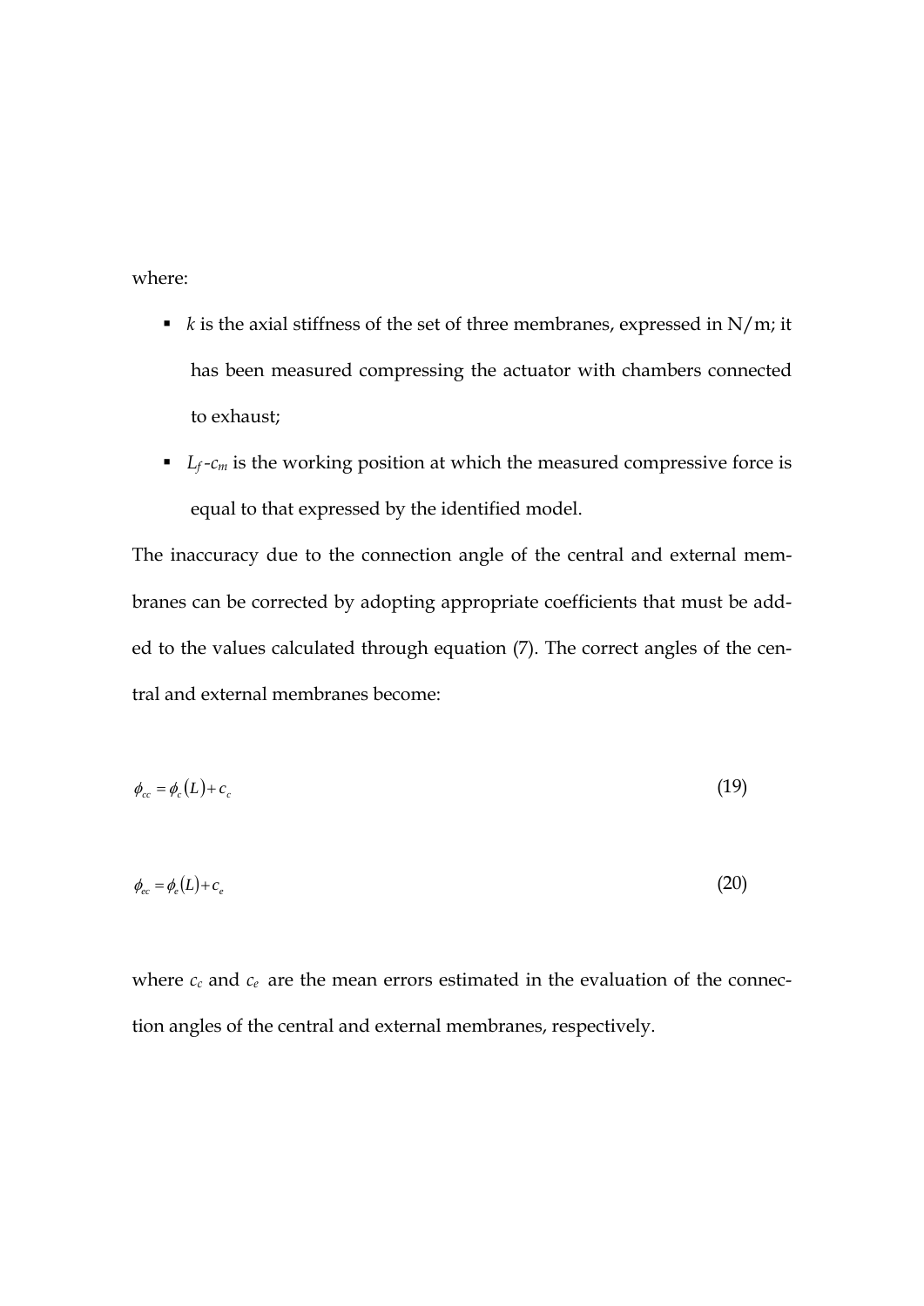where:

- $k$ is the axial stiffness of the set of three membranes, expressed in N/m; it has been measured compressing the actuator with chambers connected to exhaust;
- $L_f$-$c_m$ is the working position at which the measured compressive force is equal to that expressed by the identified model.

The inaccuracy due to the connection angle of the central and external membranes can be corrected by adopting appropriate coefficients that must be added to the values calculated through equation (7). The correct angles of the central and external membranes become:

$$\phi_{cc} = \phi_c(L) + c_c \tag{19}$$

$$\phi_{ec} = \phi_e(L) + c_e \tag{20}$$

where $c_c$ and $c_e$ are the mean errors estimated in the evaluation of the connection angles of the central and external membranes, respectively.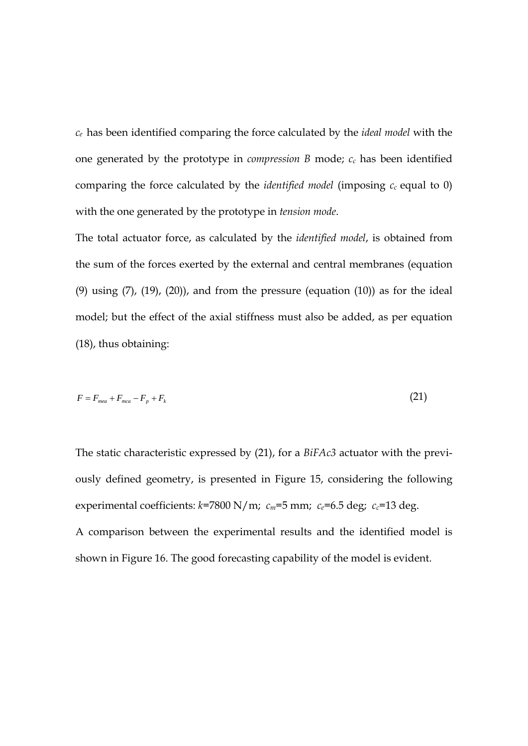$c_e$ has been identified comparing the force calculated by the *ideal model* with the one generated by the prototype in *compression B* mode; $c_c$ has been identified comparing the force calculated by the *identified model* (imposing $c_c$ equal to 0) with the one generated by the prototype in *tension mode*.

The total actuator force, as calculated by the *identified model*, is obtained from the sum of the forces exerted by the external and central membranes (equation (9) using (7), (19), (20)), and from the pressure (equation (10)) as for the ideal model; but the effect of the axial stiffness must also be added, as per equation (18), thus obtaining:

$$F = F_{mea} + F_{mca} - F_p + F_k \tag{21}$$

The static characteristic expressed by (21), for a *BiFAc3* actuator with the previously defined geometry, is presented in Figure 15, considering the following experimental coefficients: $k$=7800 N/m; $c_m$=5 mm; $c_e$=6.5 deg; $c_c$=13 deg.

A comparison between the experimental results and the identified model is shown in Figure 16. The good forecasting capability of the model is evident.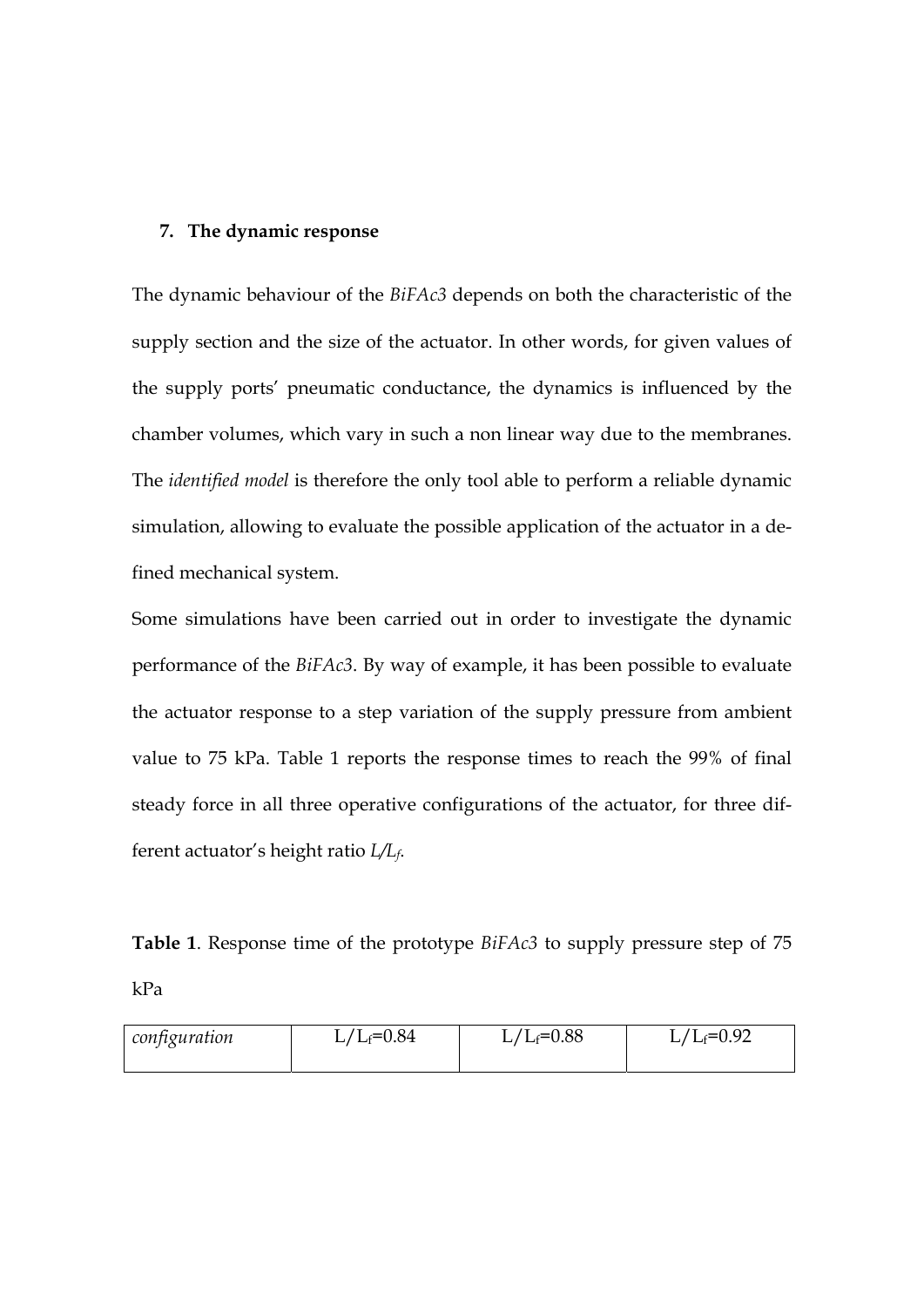## 7. The dynamic response

The dynamic behaviour of the *BiFAc3* depends on both the characteristic of the supply section and the size of the actuator. In other words, for given values of the supply ports' pneumatic conductance, the dynamics is influenced by the chamber volumes, which vary in such a non linear way due to the membranes. The *identified model* is therefore the only tool able to perform a reliable dynamic simulation, allowing to evaluate the possible application of the actuator in a defined mechanical system.

Some simulations have been carried out in order to investigate the dynamic performance of the *BiFAc3*. By way of example, it has been possible to evaluate the actuator response to a step variation of the supply pressure from ambient value to 75 kPa. Table 1 reports the response times to reach the 99% of final steady force in all three operative configurations of the actuator, for three different actuator's height ratio $L/L_f$.

**Table 1**. Response time of the prototype *BiFAc3* to supply pressure step of 75 kPa

| *configuration* | $L/L_f$=0.84 | $L/L_f$=0.88 | $L/L_f$=0.92 |
|---|---|---|---|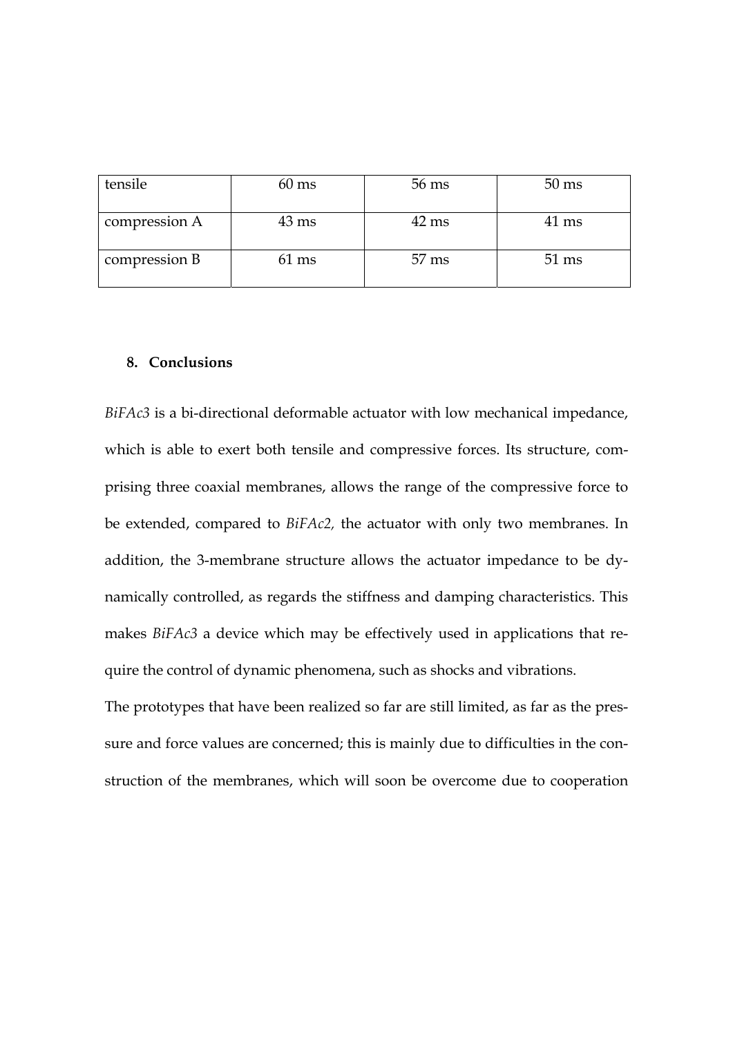| tensile | 60 ms | 56 ms | 50 ms |
|---|---|---|---|
| compression A | 43 ms | 42 ms | 41 ms |
| compression B | 61 ms | 57 ms | 51 ms |

## 8. Conclusions

*BiFAc3* is a bi-directional deformable actuator with low mechanical impedance, which is able to exert both tensile and compressive forces. Its structure, comprising three coaxial membranes, allows the range of the compressive force to be extended, compared to *BiFAc2,* the actuator with only two membranes. In addition, the 3-membrane structure allows the actuator impedance to be dynamically controlled, as regards the stiffness and damping characteristics. This makes *BiFAc3* a device which may be effectively used in applications that require the control of dynamic phenomena, such as shocks and vibrations.

The prototypes that have been realized so far are still limited, as far as the pressure and force values are concerned; this is mainly due to difficulties in the construction of the membranes, which will soon be overcome due to cooperation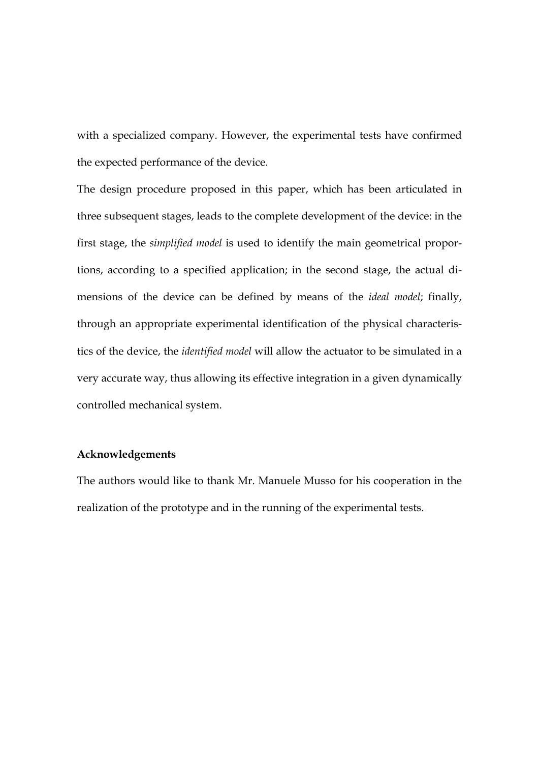with a specialized company. However, the experimental tests have confirmed the expected performance of the device.

The design procedure proposed in this paper, which has been articulated in three subsequent stages, leads to the complete development of the device: in the first stage, the *simplified model* is used to identify the main geometrical proportions, according to a specified application; in the second stage, the actual dimensions of the device can be defined by means of the *ideal model*; finally, through an appropriate experimental identification of the physical characteristics of the device, the *identified model* will allow the actuator to be simulated in a very accurate way, thus allowing its effective integration in a given dynamically controlled mechanical system.

**Acknowledgements**

The authors would like to thank Mr. Manuele Musso for his cooperation in the realization of the prototype and in the running of the experimental tests.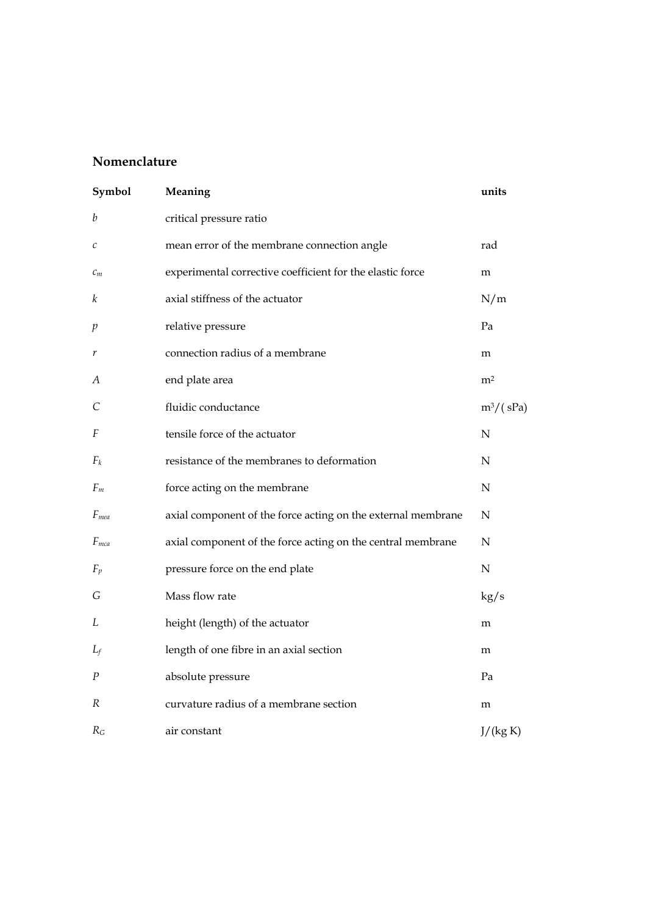## Nomenclature

| Symbol | Meaning | units |
|---|---|---|
| $b$ | critical pressure ratio | |
| $c$ | mean error of the membrane connection angle | rad |
| $c_m$ | experimental corrective coefficient for the elastic force | m |
| $k$ | axial stiffness of the actuator | N/m |
| $p$ | relative pressure | Pa |
| $r$ | connection radius of a membrane | m |
| $A$ | end plate area | $m^2$ |
| $C$ | fluidic conductance | $m^3/(sPa)$ |
| $F$ | tensile force of the actuator | N |
| $F_k$ | resistance of the membranes to deformation | N |
| $F_m$ | force acting on the membrane | N |
| $F_{mea}$ | axial component of the force acting on the external membrane | N |
| $F_{mca}$ | axial component of the force acting on the central membrane | N |
| $F_p$ | pressure force on the end plate | N |
| $G$ | Mass flow rate | kg/s |
| $L$ | height (length) of the actuator | m |
| $L_f$ | length of one fibre in an axial section | m |
| $P$ | absolute pressure | Pa |
| $R$ | curvature radius of a membrane section | m |
| $R_G$ | air constant | J/(kg K) |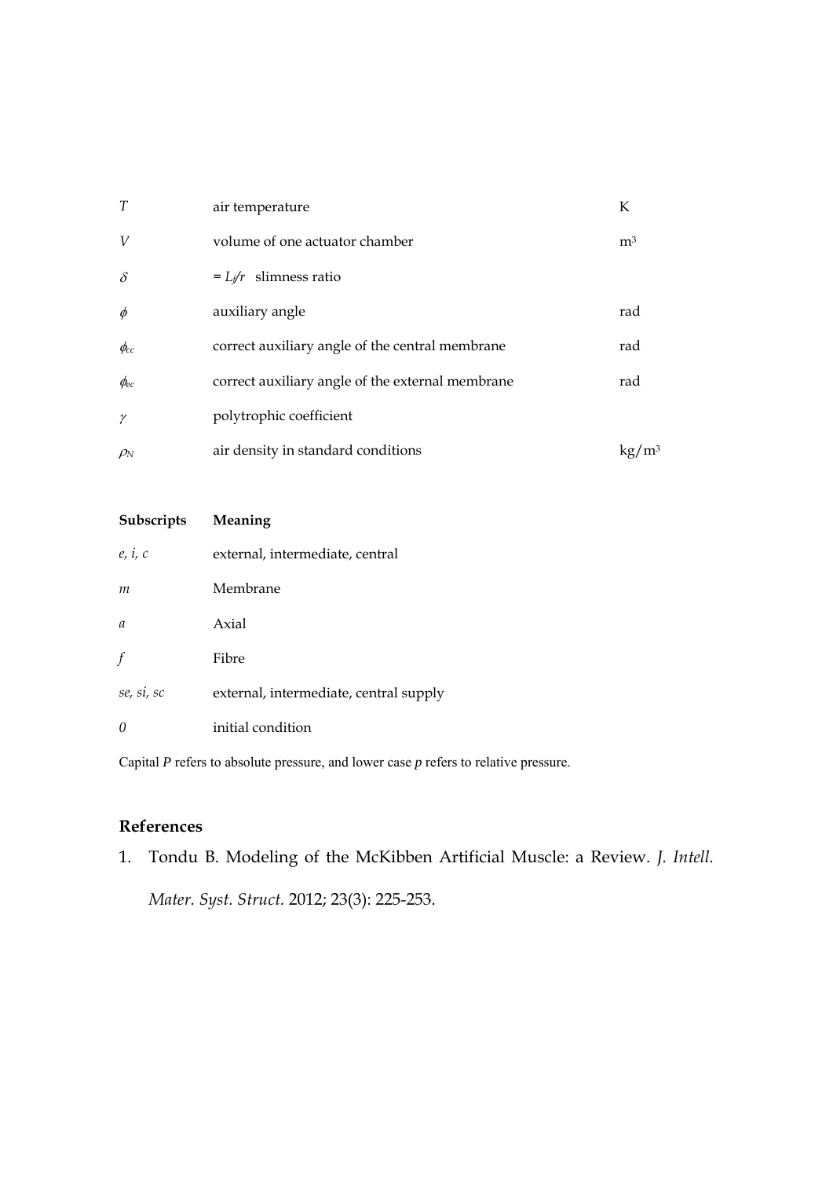| | | |
|---|---|---|
| $T$ | air temperature | K |
| $V$ | volume of one actuator chamber | $m^3$ |
| $\delta$ | $= L_f/r$ slimness ratio | |
| $\phi$ | auxiliary angle | rad |
| $\phi_{cc}$ | correct auxiliary angle of the central membrane | rad |
| $\phi_{ec}$ | correct auxiliary angle of the external membrane | rad |
| $\gamma$ | polytrophic coefficient | |
| $\rho_N$ | air density in standard conditions | $kg/m^3$ |

| **Subscripts** | **Meaning** |
|---|---|
| *e, i, c* | external, intermediate, central |
| *m* | Membrane |
| *a* | Axial |
| *f* | Fibre |
| *se, si, sc* | external, intermediate, central supply |
| *0* | initial condition |

Capital *P* refers to absolute pressure, and lower case *p* refers to relative pressure.

## References

1. Tondu B. Modeling of the McKibben Artificial Muscle: a Review. *J. Intell. Mater. Syst. Struct.* 2012; 23(3): 225-253.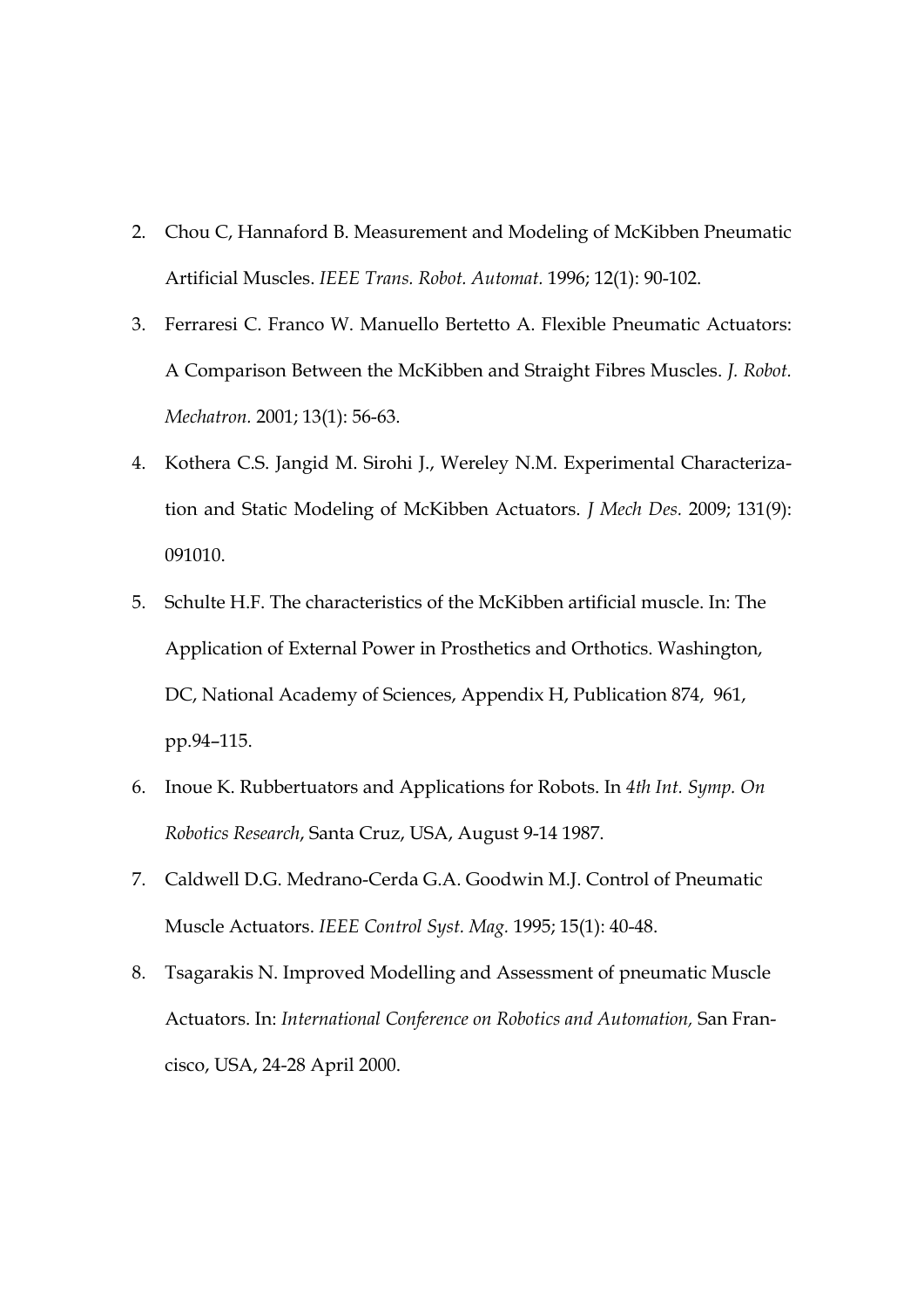2. Chou C, Hannaford B. Measurement and Modeling of McKibben Pneumatic Artificial Muscles. *IEEE Trans. Robot. Automat.* 1996; 12(1): 90-102.
3. Ferraresi C. Franco W. Manuello Bertetto A. Flexible Pneumatic Actuators: A Comparison Between the McKibben and Straight Fibres Muscles. *J. Robot. Mechatron.* 2001; 13(1): 56-63.
4. Kothera C.S. Jangid M. Sirohi J., Wereley N.M. Experimental Characterization and Static Modeling of McKibben Actuators. *J Mech Des.* 2009; 131(9): 091010.
5. Schulte H.F. The characteristics of the McKibben artificial muscle. In: The Application of External Power in Prosthetics and Orthotics. Washington, DC, National Academy of Sciences, Appendix H, Publication 874, 961, pp.94–115.
6. Inoue K. Rubbertuators and Applications for Robots. In *4th Int. Symp. On Robotics Research*, Santa Cruz, USA, August 9-14 1987.
7. Caldwell D.G. Medrano-Cerda G.A. Goodwin M.J. Control of Pneumatic Muscle Actuators. *IEEE Control Syst. Mag.* 1995; 15(1): 40-48.
8. Tsagarakis N. Improved Modelling and Assessment of pneumatic Muscle Actuators. In: *International Conference on Robotics and Automation,* San Francisco, USA, 24-28 April 2000.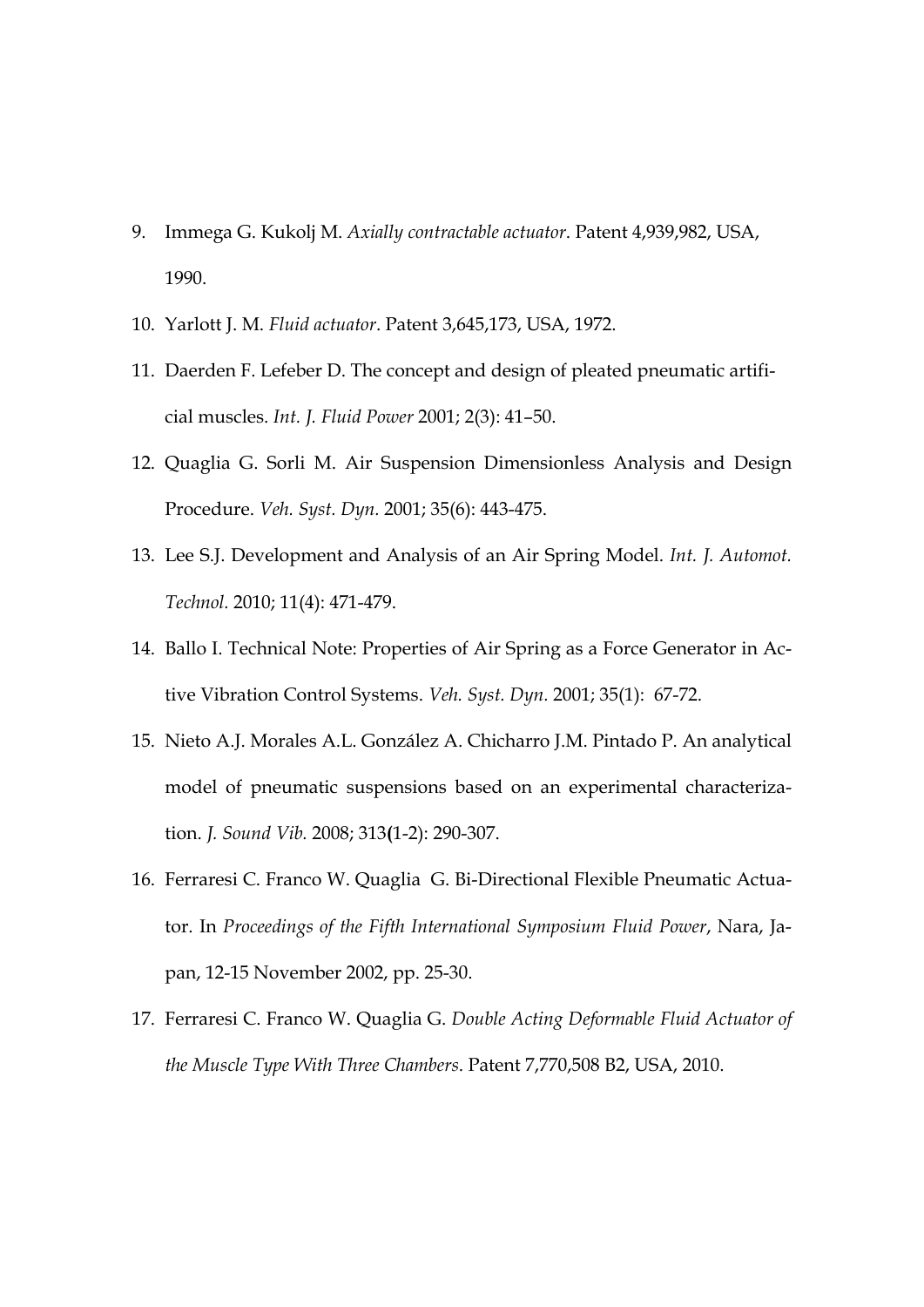9. Immega G. Kukolj M. *Axially contractable actuator*. Patent 4,939,982, USA, 1990.
10. Yarlott J. M. *Fluid actuator*. Patent 3,645,173, USA, 1972.
11. Daerden F. Lefeber D. The concept and design of pleated pneumatic artificial muscles. *Int. J. Fluid Power* 2001; 2(3): 41–50.
12. Quaglia G. Sorli M. Air Suspension Dimensionless Analysis and Design Procedure. *Veh. Syst. Dyn.* 2001; 35(6): 443-475.
13. Lee S.J. Development and Analysis of an Air Spring Model. *Int. J. Automot. Technol.* 2010; 11(4): 471-479.
14. Ballo I. Technical Note: Properties of Air Spring as a Force Generator in Active Vibration Control Systems. *Veh. Syst. Dyn.* 2001; 35(1): 67-72.
15. Nieto A.J. Morales A.L. González A. Chicharro J.M. Pintado P. An analytical model of pneumatic suspensions based on an experimental characterization. *J. Sound Vib.* 2008; 313(1-2): 290-307.
16. Ferraresi C. Franco W. Quaglia G. Bi-Directional Flexible Pneumatic Actuator. In *Proceedings of the Fifth International Symposium Fluid Power*, Nara, Japan, 12-15 November 2002, pp. 25-30.
17. Ferraresi C. Franco W. Quaglia G. *Double Acting Deformable Fluid Actuator of the Muscle Type With Three Chambers*. Patent 7,770,508 B2, USA, 2010.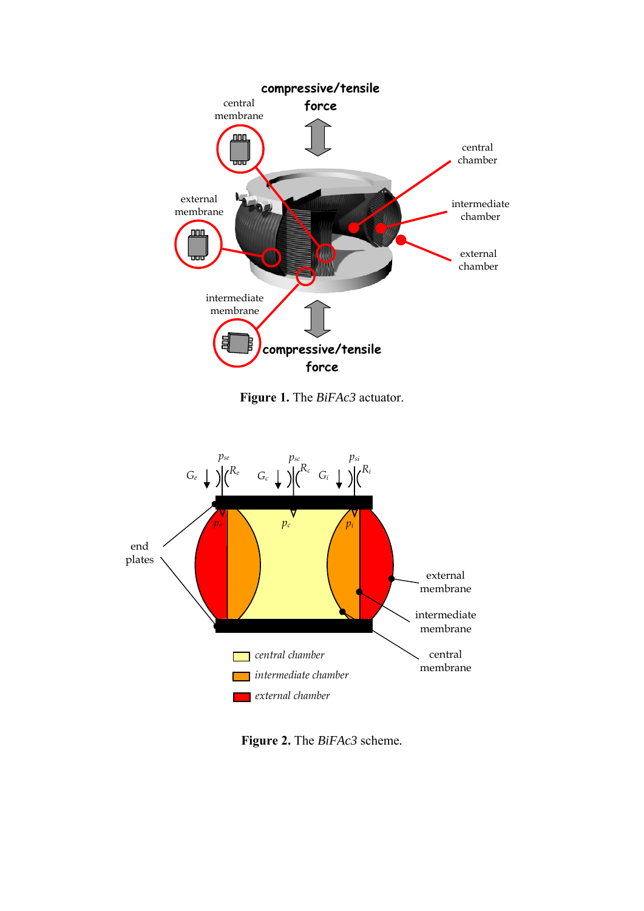**Figure 1.** The *BiFAc3* actuator.

**Figure 2.** The *BiFAc3* scheme.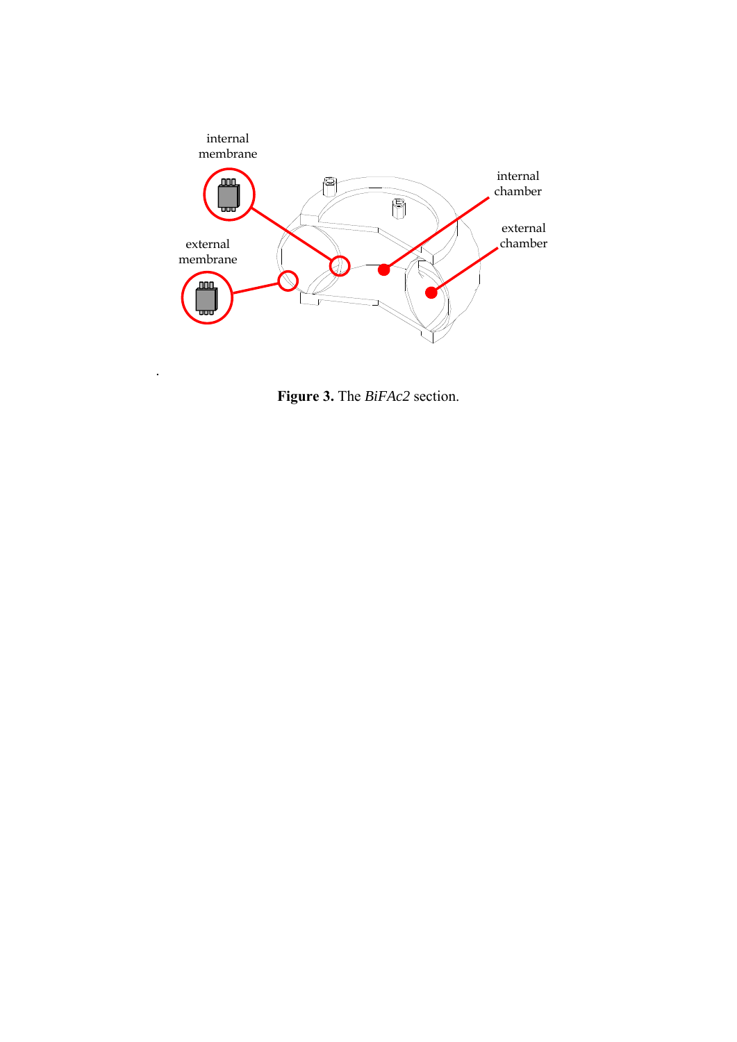**Figure 3.** The *BiFAc2* section.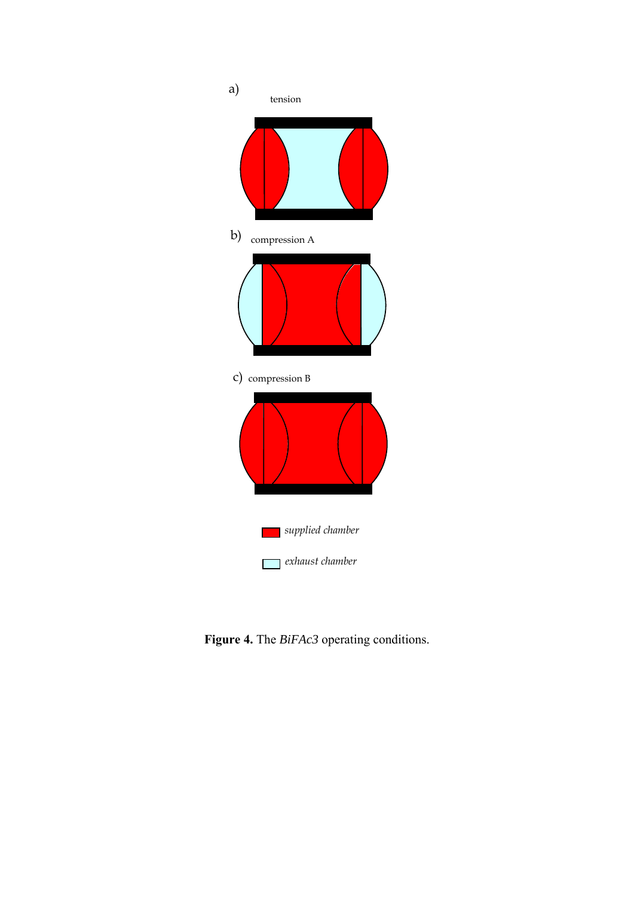**Figure 4.** The *BiFAc3* operating conditions.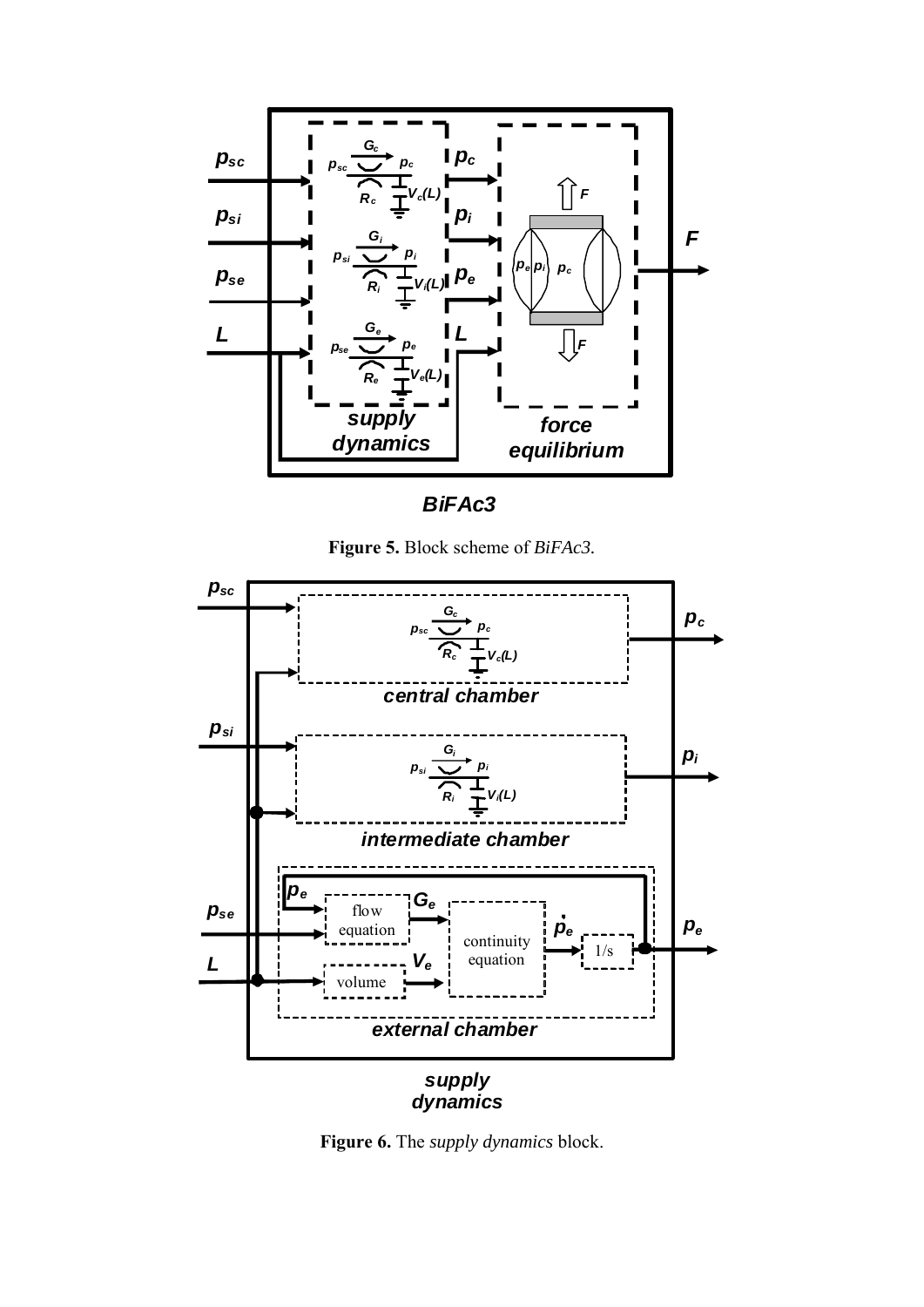**Figure 5.** Block scheme of *BiFAc3*.

**Figure 6.** The *supply dynamics* block.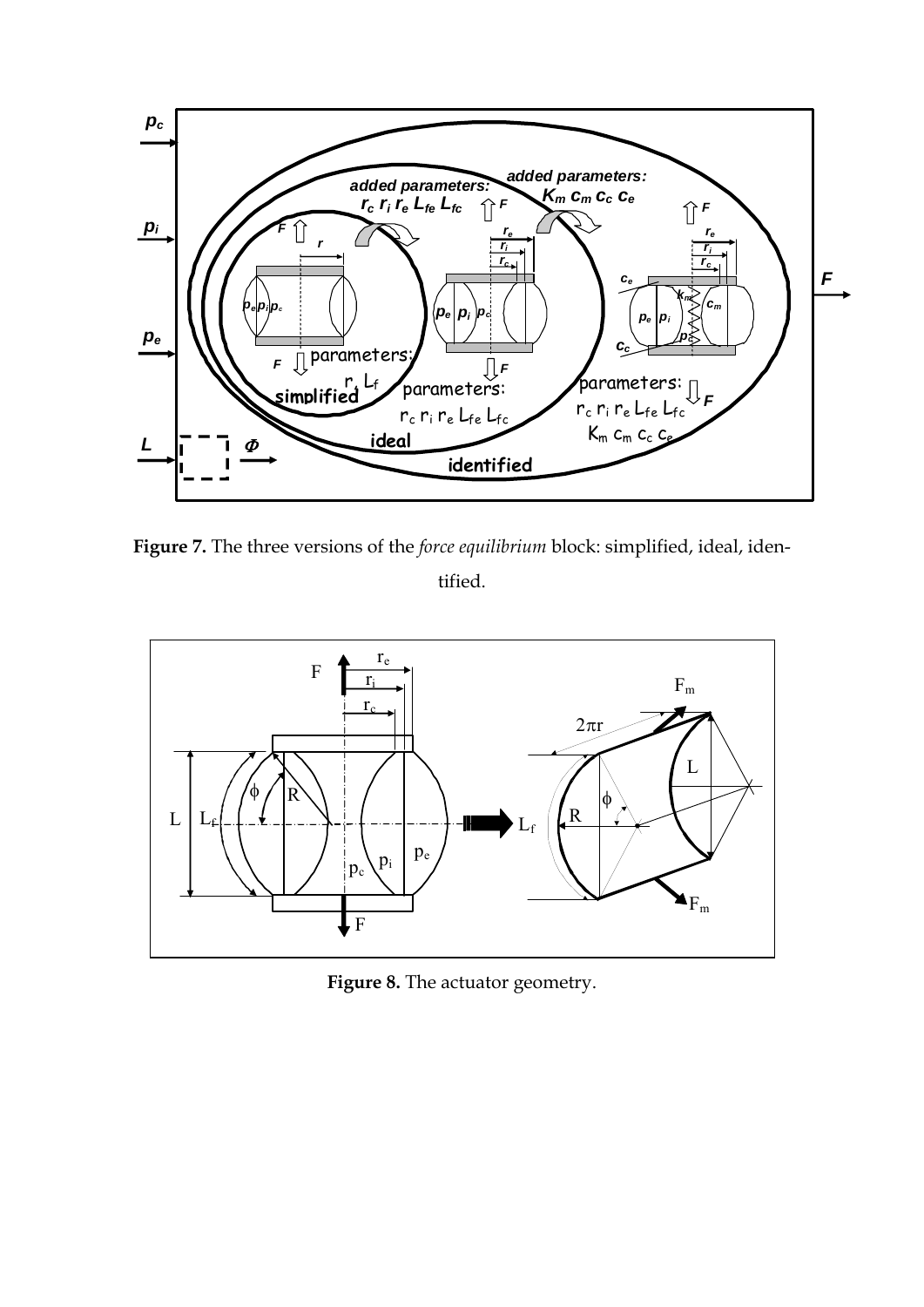**Figure 7.** The three versions of the *force equilibrium* block: simplified, ideal, identified.

**Figure 8.** The actuator geometry.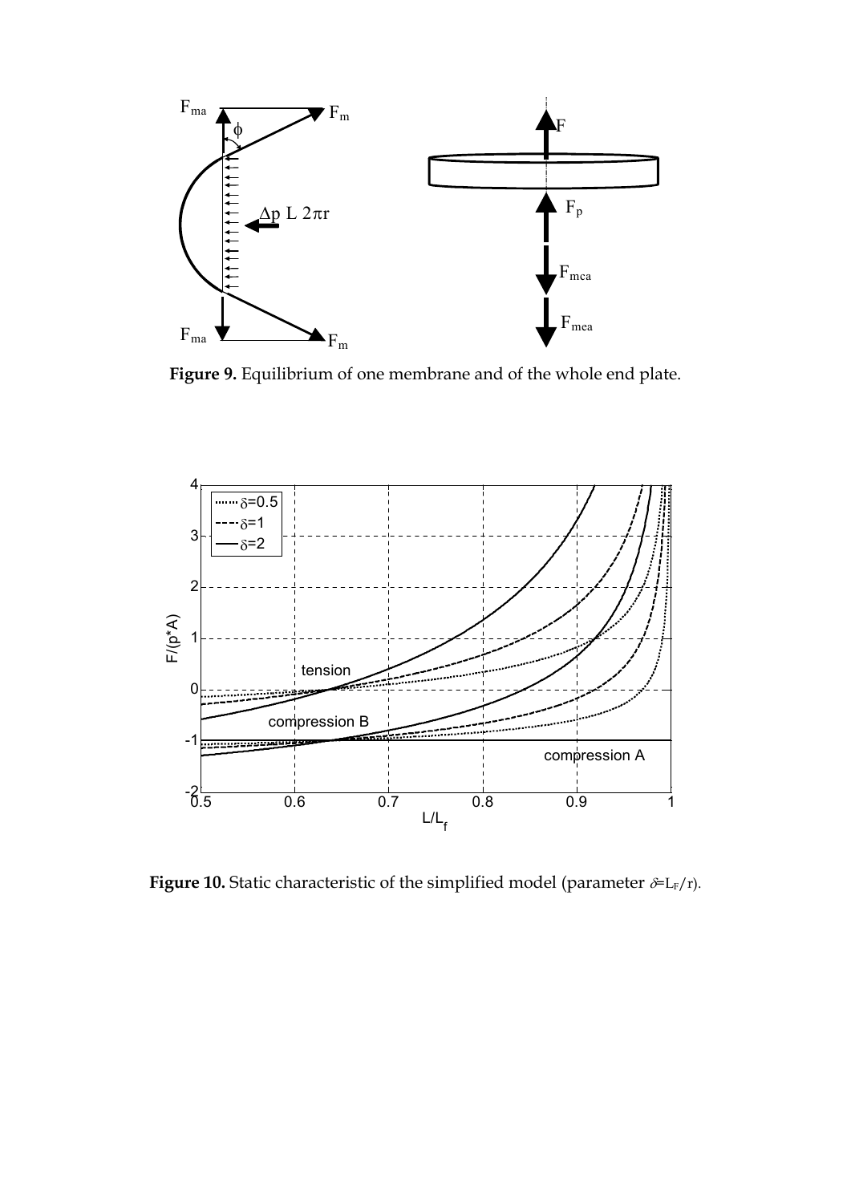**Figure 9.** Equilibrium of one membrane and of the whole end plate.

**Figure 10.** Static characteristic of the simplified model (parameter $\delta=L_F/r$).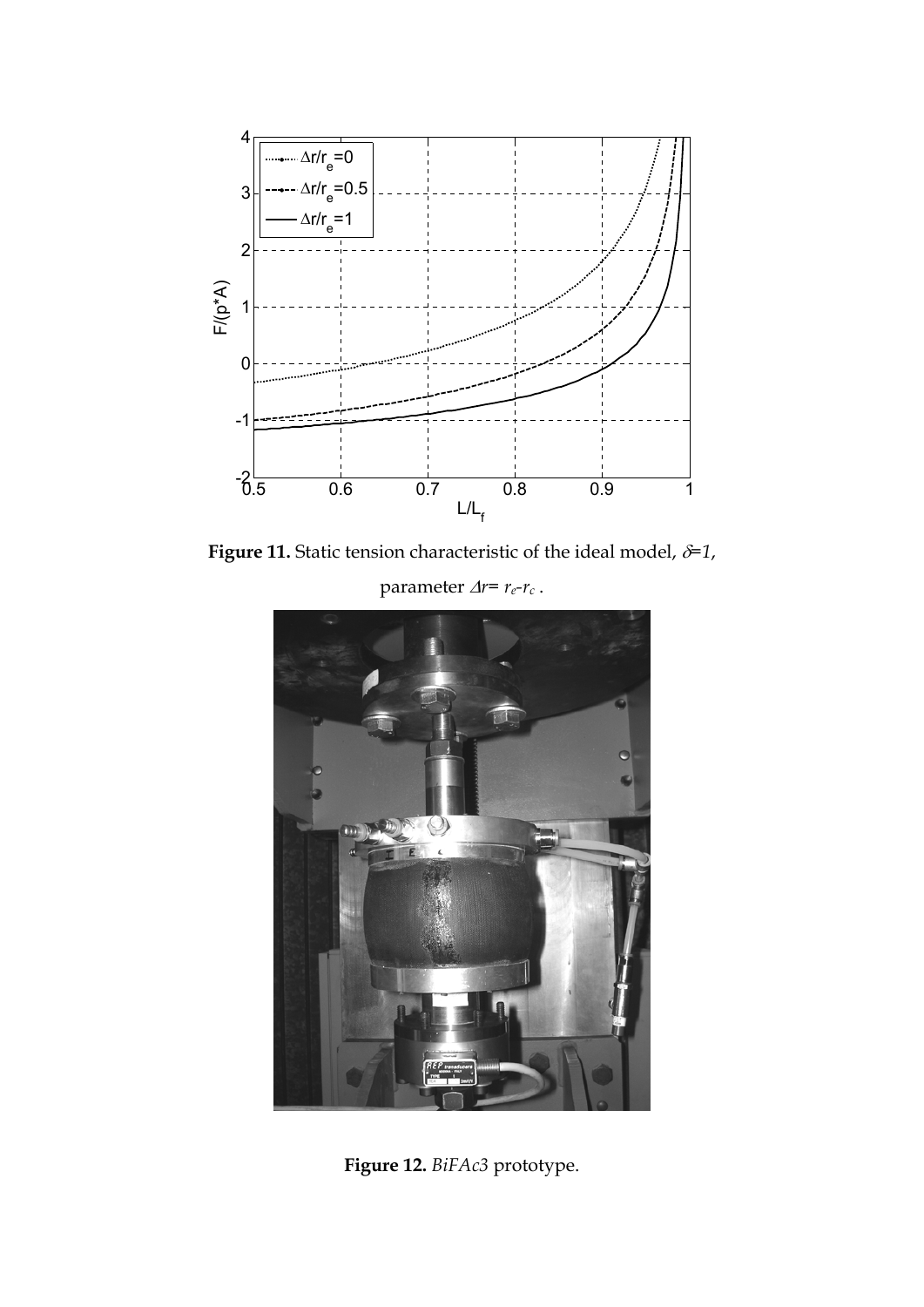**Figure 11.** Static tension characteristic of the ideal model, $\delta$=*1*, parameter $\Delta r = r_e - r_c$ .

**Figure 12.** *BiFAc3* prototype.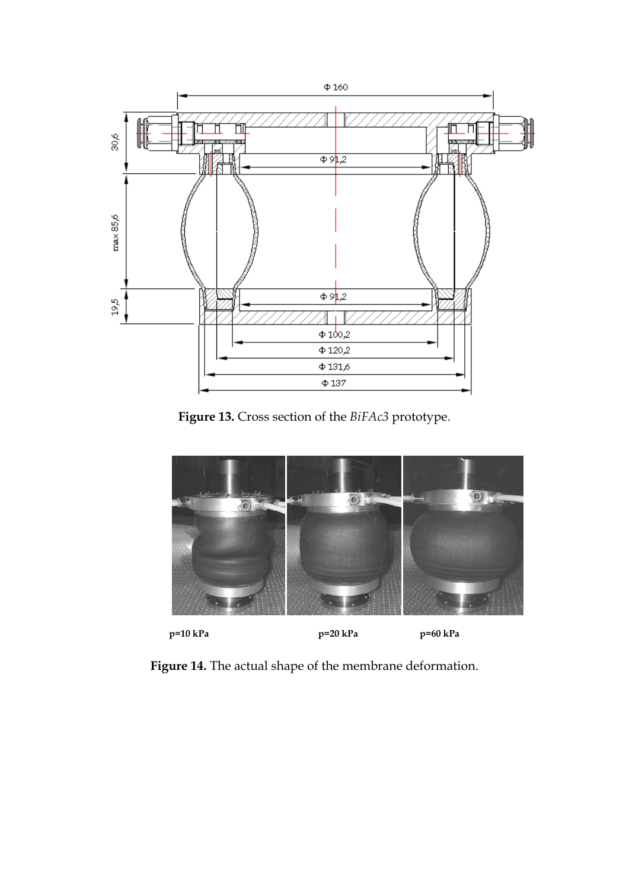**Figure 13.** Cross section of the *BiFAc3* prototype.

**p=10 kPa** **p=20 kPa** **p=60 kPa**

**Figure 14.** The actual shape of the membrane deformation.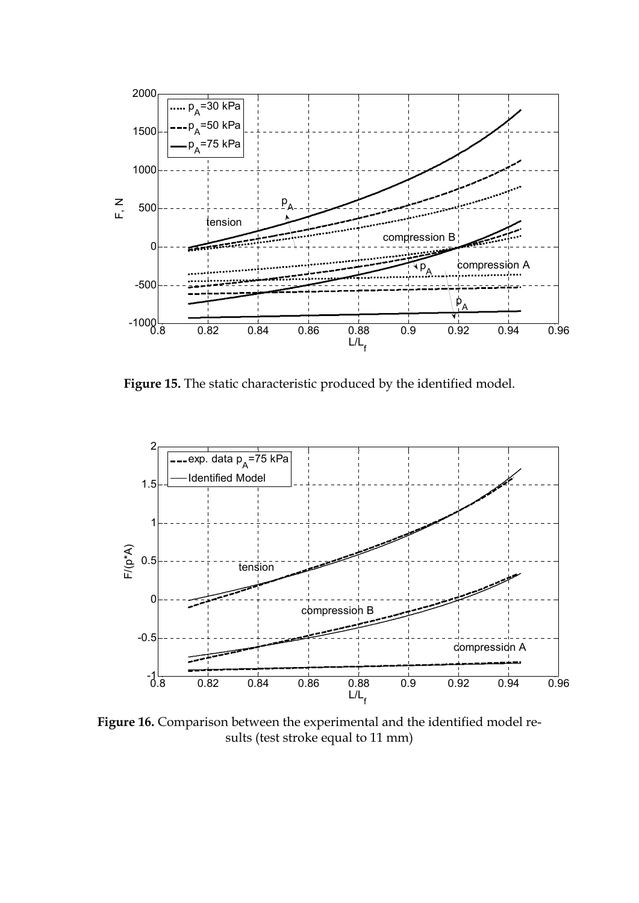2000
1500
1000
500
0
-500
-1000

F, N

$p_A$=30 kPa
$p_A$=50 kPa
$p_A$=75 kPa

$p_A$
tension
compression B
$p_A$
compression A
$p_A$

0.8 0.82 0.84 0.86 0.88 0.9 0.92 0.94 0.96

$L/L_f$

**Figure 15.** The static characteristic produced by the identified model.

2
1.5
1
0.5
0
-0.5
-1

F/(p*A)

exp. data $p_A$=75 kPa
Identified Model

tension
compression B
compression A

0.8 0.82 0.84 0.86 0.88 0.9 0.92 0.94 0.96

$L/L_f$

**Figure 16.** Comparison between the experimental and the identified model results (test stroke equal to 11 mm)